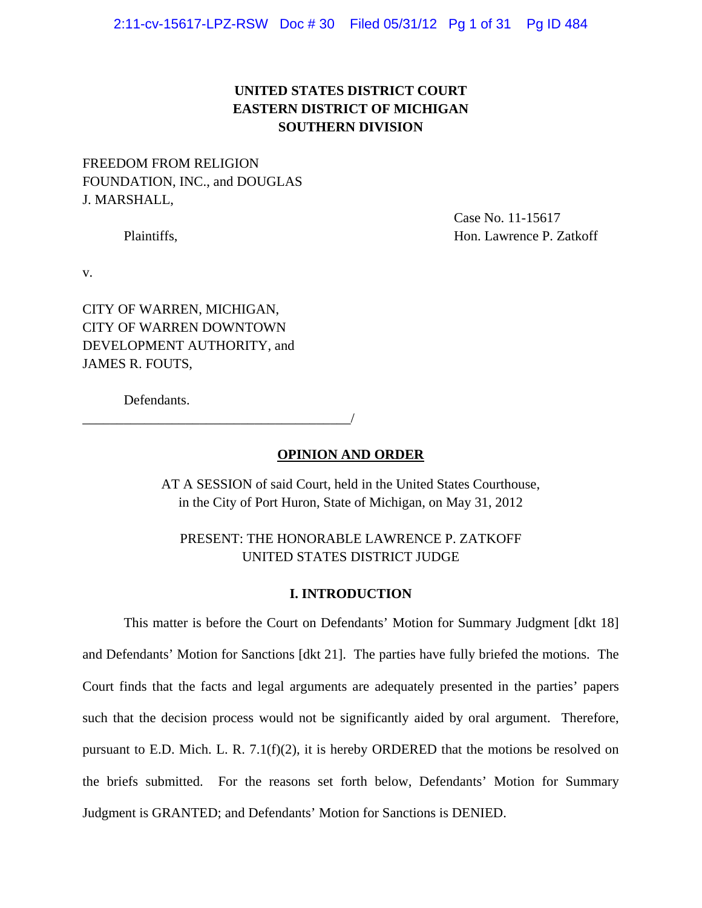**UNITED STATES DISTRICT COURT**
**EASTERN DISTRICT OF MICHIGAN**
**SOUTHERN DIVISION**

FREEDOM FROM RELIGION FOUNDATION, INC., and DOUGLAS J. MARSHALL,

Plaintiffs,

Case No. 11-15617
Hon. Lawrence P. Zatkoff

v.

CITY OF WARREN, MICHIGAN, CITY OF WARREN DOWNTOWN DEVELOPMENT AUTHORITY, and JAMES R. FOUTS,

Defendants.

_______________________________________/

**OPINION AND ORDER**

AT A SESSION of said Court, held in the United States Courthouse, in the City of Port Huron, State of Michigan, on May 31, 2012

PRESENT: THE HONORABLE LAWRENCE P. ZATKOFF
UNITED STATES DISTRICT JUDGE

## I. INTRODUCTION

This matter is before the Court on Defendants' Motion for Summary Judgment [dkt 18] and Defendants' Motion for Sanctions [dkt 21]. The parties have fully briefed the motions. The Court finds that the facts and legal arguments are adequately presented in the parties' papers such that the decision process would not be significantly aided by oral argument. Therefore, pursuant to E.D. Mich. L. R. 7.1(f)(2), it is hereby ORDERED that the motions be resolved on the briefs submitted. For the reasons set forth below, Defendants' Motion for Summary Judgment is GRANTED; and Defendants' Motion for Sanctions is DENIED.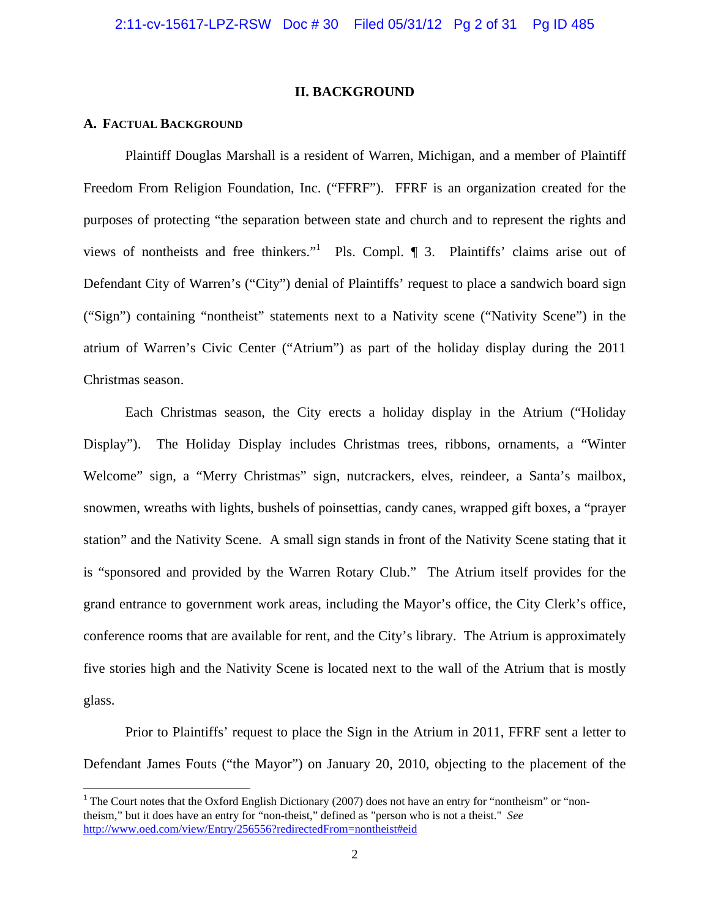## II. BACKGROUND

### A. FACTUAL BACKGROUND

Plaintiff Douglas Marshall is a resident of Warren, Michigan, and a member of Plaintiff Freedom From Religion Foundation, Inc. ("FFRF"). FFRF is an organization created for the purposes of protecting "the separation between state and church and to represent the rights and views of nontheists and free thinkers."[1] Pls. Compl. ¶ 3. Plaintiffs' claims arise out of Defendant City of Warren's ("City") denial of Plaintiffs' request to place a sandwich board sign ("Sign") containing "nontheist" statements next to a Nativity scene ("Nativity Scene") in the atrium of Warren's Civic Center ("Atrium") as part of the holiday display during the 2011 Christmas season.

Each Christmas season, the City erects a holiday display in the Atrium ("Holiday Display"). The Holiday Display includes Christmas trees, ribbons, ornaments, a "Winter Welcome" sign, a "Merry Christmas" sign, nutcrackers, elves, reindeer, a Santa's mailbox, snowmen, wreaths with lights, bushels of poinsettias, candy canes, wrapped gift boxes, a "prayer station" and the Nativity Scene. A small sign stands in front of the Nativity Scene stating that it is "sponsored and provided by the Warren Rotary Club." The Atrium itself provides for the grand entrance to government work areas, including the Mayor's office, the City Clerk's office, conference rooms that are available for rent, and the City's library. The Atrium is approximately five stories high and the Nativity Scene is located next to the wall of the Atrium that is mostly glass.

Prior to Plaintiffs' request to place the Sign in the Atrium in 2011, FFRF sent a letter to Defendant James Fouts ("the Mayor") on January 20, 2010, objecting to the placement of the

---

[1] The Court notes that the Oxford English Dictionary (2007) does not have an entry for "nontheism" or "non-theism," but it does have an entry for "non-theist," defined as "person who is not a theist." *See* http://www.oed.com/view/Entry/256556?redirectedFrom=nontheist#eid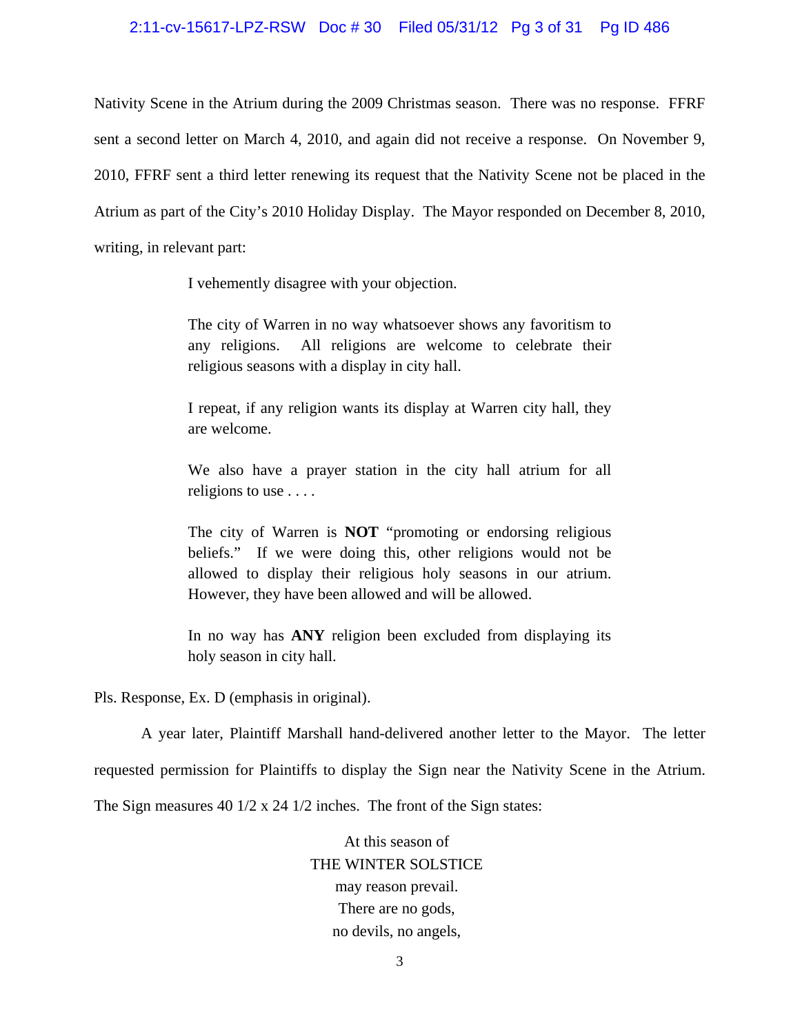Nativity Scene in the Atrium during the 2009 Christmas season. There was no response. FFRF sent a second letter on March 4, 2010, and again did not receive a response. On November 9, 2010, FFRF sent a third letter renewing its request that the Nativity Scene not be placed in the Atrium as part of the City's 2010 Holiday Display. The Mayor responded on December 8, 2010, writing, in relevant part:

> I vehemently disagree with your objection.
>
> The city of Warren in no way whatsoever shows any favoritism to any religions. All religions are welcome to celebrate their religious seasons with a display in city hall.
>
> I repeat, if any religion wants its display at Warren city hall, they are welcome.
>
> We also have a prayer station in the city hall atrium for all religions to use . . . .
>
> The city of Warren is **NOT** "promoting or endorsing religious beliefs." If we were doing this, other religions would not be allowed to display their religious holy seasons in our atrium. However, they have been allowed and will be allowed.
>
> In no way has **ANY** religion been excluded from displaying its holy season in city hall.

Pls. Response, Ex. D (emphasis in original).

A year later, Plaintiff Marshall hand-delivered another letter to the Mayor. The letter requested permission for Plaintiffs to display the Sign near the Nativity Scene in the Atrium. The Sign measures 40 1/2 x 24 1/2 inches. The front of the Sign states:

> At this season of
> THE WINTER SOLSTICE
> may reason prevail.
> There are no gods,
> no devils, no angels,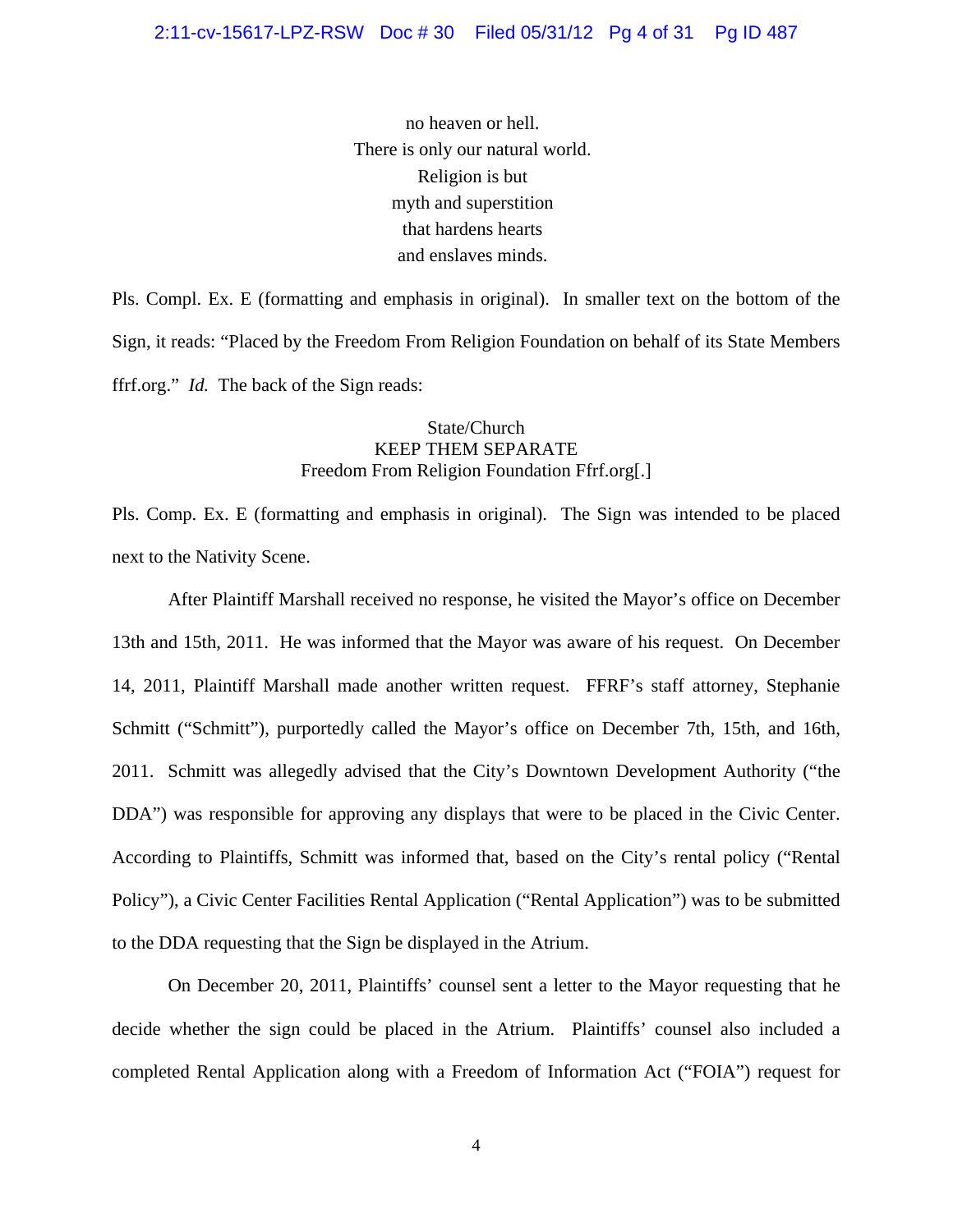no heaven or hell.
There is only our natural world.
Religion is but
myth and superstition
that hardens hearts
and enslaves minds.

Pls. Compl. Ex. E (formatting and emphasis in original). In smaller text on the bottom of the Sign, it reads: "Placed by the Freedom From Religion Foundation on behalf of its State Members ffrf.org." *Id.* The back of the Sign reads:

State/Church
KEEP THEM SEPARATE
Freedom From Religion Foundation Ffrf.org[.]

Pls. Comp. Ex. E (formatting and emphasis in original). The Sign was intended to be placed next to the Nativity Scene.

After Plaintiff Marshall received no response, he visited the Mayor's office on December 13th and 15th, 2011. He was informed that the Mayor was aware of his request. On December 14, 2011, Plaintiff Marshall made another written request. FFRF's staff attorney, Stephanie Schmitt ("Schmitt"), purportedly called the Mayor's office on December 7th, 15th, and 16th, 2011. Schmitt was allegedly advised that the City's Downtown Development Authority ("the DDA") was responsible for approving any displays that were to be placed in the Civic Center. According to Plaintiffs, Schmitt was informed that, based on the City's rental policy ("Rental Policy"), a Civic Center Facilities Rental Application ("Rental Application") was to be submitted to the DDA requesting that the Sign be displayed in the Atrium.

On December 20, 2011, Plaintiffs' counsel sent a letter to the Mayor requesting that he decide whether the sign could be placed in the Atrium. Plaintiffs' counsel also included a completed Rental Application along with a Freedom of Information Act ("FOIA") request for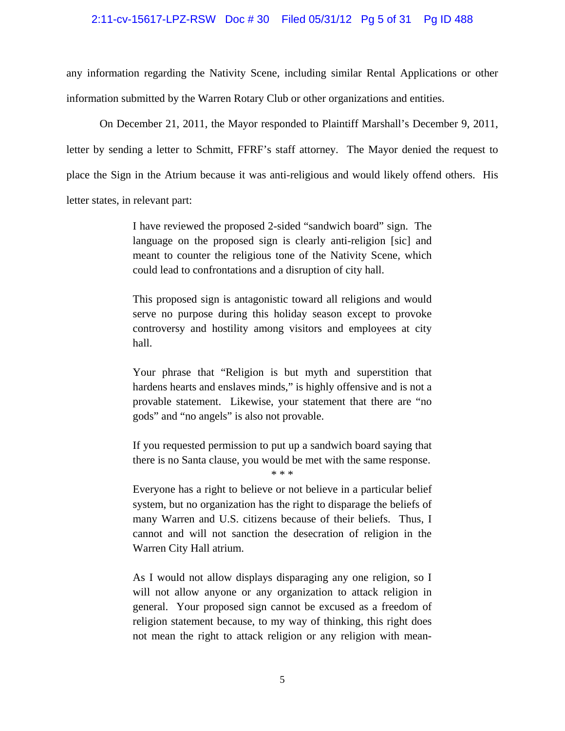any information regarding the Nativity Scene, including similar Rental Applications or other information submitted by the Warren Rotary Club or other organizations and entities.

On December 21, 2011, the Mayor responded to Plaintiff Marshall's December 9, 2011, letter by sending a letter to Schmitt, FFRF's staff attorney. The Mayor denied the request to place the Sign in the Atrium because it was anti-religious and would likely offend others. His letter states, in relevant part:

> I have reviewed the proposed 2-sided "sandwich board" sign. The language on the proposed sign is clearly anti-religion [sic] and meant to counter the religious tone of the Nativity Scene, which could lead to confrontations and a disruption of city hall.
>
> This proposed sign is antagonistic toward all religions and would serve no purpose during this holiday season except to provoke controversy and hostility among visitors and employees at city hall.
>
> Your phrase that "Religion is but myth and superstition that hardens hearts and enslaves minds," is highly offensive and is not a provable statement. Likewise, your statement that there are "no gods" and "no angels" is also not provable.
>
> If you requested permission to put up a sandwich board saying that there is no Santa clause, you would be met with the same response.
>
> \* \* \*
>
> Everyone has a right to believe or not believe in a particular belief system, but no organization has the right to disparage the beliefs of many Warren and U.S. citizens because of their beliefs. Thus, I cannot and will not sanction the desecration of religion in the Warren City Hall atrium.
>
> As I would not allow displays disparaging any one religion, so I will not allow anyone or any organization to attack religion in general. Your proposed sign cannot be excused as a freedom of religion statement because, to my way of thinking, this right does not mean the right to attack religion or any religion with mean-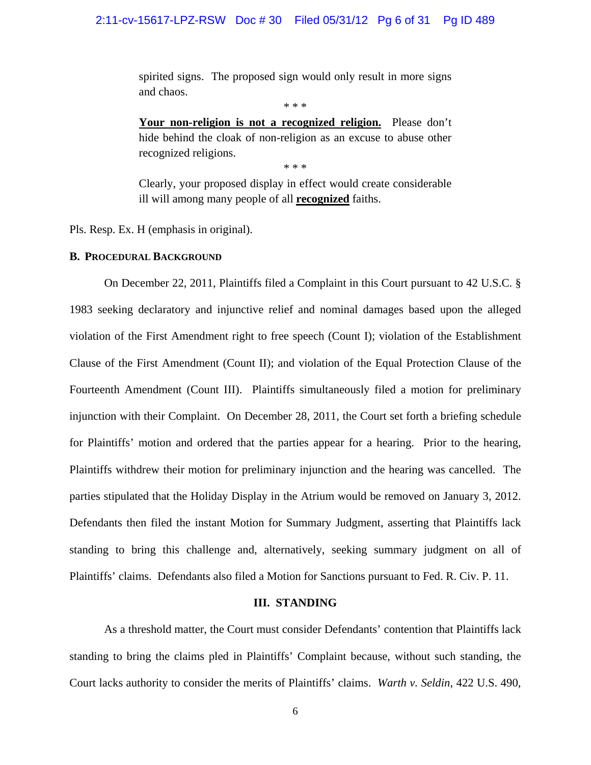> spirited signs. The proposed sign would only result in more signs and chaos.
>
> \* \* \*
>
> **<u>Your non-religion is not a recognized religion.</u>** Please don't hide behind the cloak of non-religion as an excuse to abuse other recognized religions.
>
> \* \* \*
>
> Clearly, your proposed display in effect would create considerable ill will among many people of all **<u>recognized</u>** faiths.

Pls. Resp. Ex. H (emphasis in original).

### B. PROCEDURAL BACKGROUND

On December 22, 2011, Plaintiffs filed a Complaint in this Court pursuant to 42 U.S.C. § 1983 seeking declaratory and injunctive relief and nominal damages based upon the alleged violation of the First Amendment right to free speech (Count I); violation of the Establishment Clause of the First Amendment (Count II); and violation of the Equal Protection Clause of the Fourteenth Amendment (Count III). Plaintiffs simultaneously filed a motion for preliminary injunction with their Complaint. On December 28, 2011, the Court set forth a briefing schedule for Plaintiffs' motion and ordered that the parties appear for a hearing. Prior to the hearing, Plaintiffs withdrew their motion for preliminary injunction and the hearing was cancelled. The parties stipulated that the Holiday Display in the Atrium would be removed on January 3, 2012. Defendants then filed the instant Motion for Summary Judgment, asserting that Plaintiffs lack standing to bring this challenge and, alternatively, seeking summary judgment on all of Plaintiffs' claims. Defendants also filed a Motion for Sanctions pursuant to Fed. R. Civ. P. 11.

## III. STANDING

As a threshold matter, the Court must consider Defendants' contention that Plaintiffs lack standing to bring the claims pled in Plaintiffs' Complaint because, without such standing, the Court lacks authority to consider the merits of Plaintiffs' claims. *Warth v. Seldin*, 422 U.S. 490,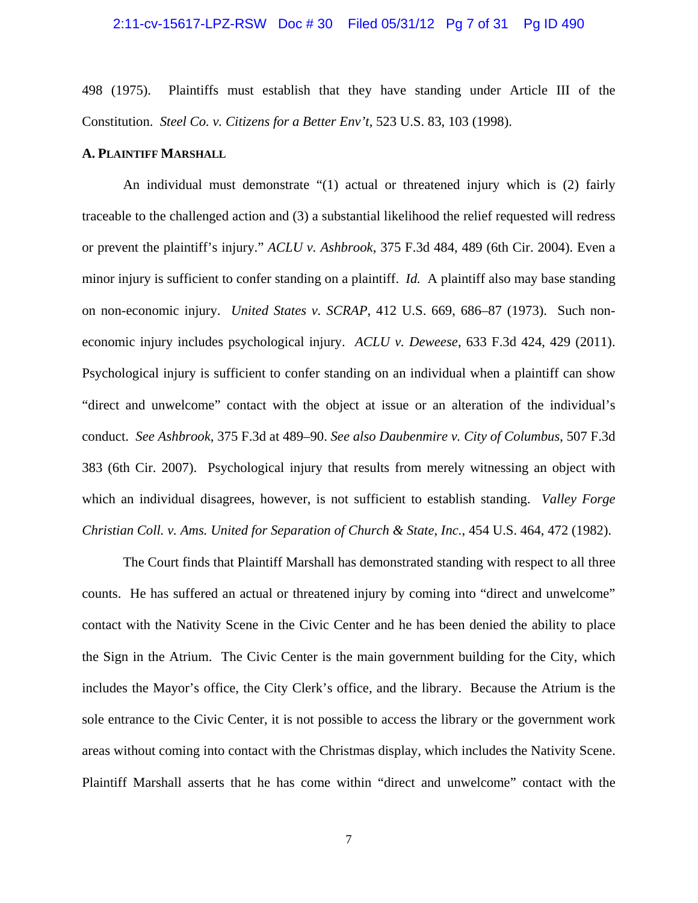498 (1975). Plaintiffs must establish that they have standing under Article III of the Constitution. *Steel Co. v. Citizens for a Better Env't*, 523 U.S. 83, 103 (1998).

**A. PLAINTIFF MARSHALL**

An individual must demonstrate "(1) actual or threatened injury which is (2) fairly traceable to the challenged action and (3) a substantial likelihood the relief requested will redress or prevent the plaintiff's injury." *ACLU v. Ashbrook*, 375 F.3d 484, 489 (6th Cir. 2004). Even a minor injury is sufficient to confer standing on a plaintiff. *Id.* A plaintiff also may base standing on non-economic injury. *United States v. SCRAP*, 412 U.S. 669, 686–87 (1973). Such non-economic injury includes psychological injury. *ACLU v. Deweese*, 633 F.3d 424, 429 (2011). Psychological injury is sufficient to confer standing on an individual when a plaintiff can show "direct and unwelcome" contact with the object at issue or an alteration of the individual's conduct. *See Ashbrook*, 375 F.3d at 489–90. *See also Daubenmire v. City of Columbus*, 507 F.3d 383 (6th Cir. 2007). Psychological injury that results from merely witnessing an object with which an individual disagrees, however, is not sufficient to establish standing. *Valley Forge Christian Coll. v. Ams. United for Separation of Church & State, Inc.*, 454 U.S. 464, 472 (1982).

The Court finds that Plaintiff Marshall has demonstrated standing with respect to all three counts. He has suffered an actual or threatened injury by coming into "direct and unwelcome" contact with the Nativity Scene in the Civic Center and he has been denied the ability to place the Sign in the Atrium. The Civic Center is the main government building for the City, which includes the Mayor's office, the City Clerk's office, and the library. Because the Atrium is the sole entrance to the Civic Center, it is not possible to access the library or the government work areas without coming into contact with the Christmas display, which includes the Nativity Scene. Plaintiff Marshall asserts that he has come within "direct and unwelcome" contact with the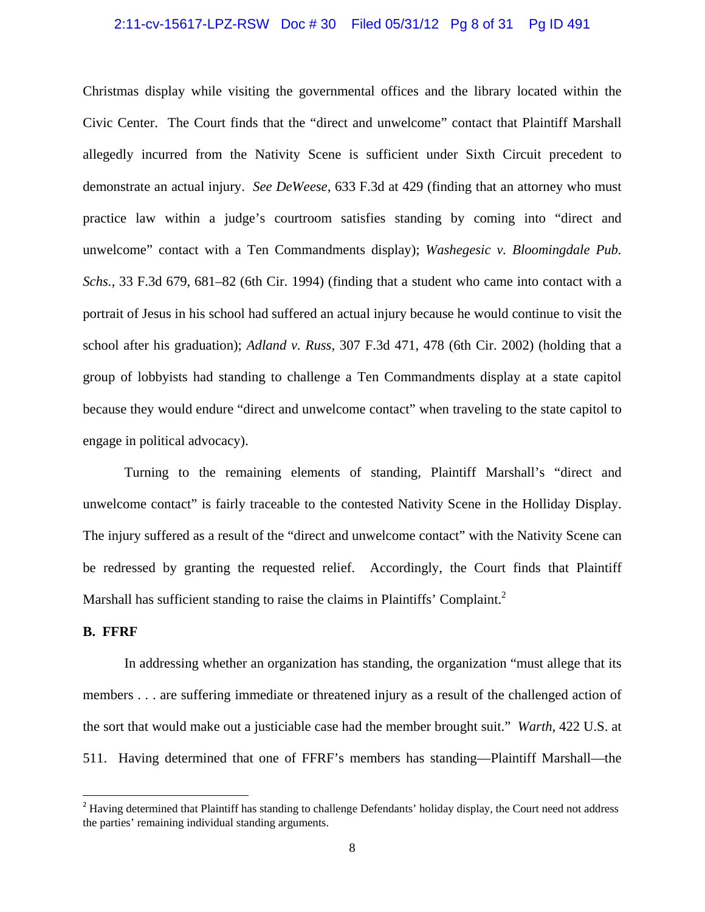Christmas display while visiting the governmental offices and the library located within the Civic Center. The Court finds that the "direct and unwelcome" contact that Plaintiff Marshall allegedly incurred from the Nativity Scene is sufficient under Sixth Circuit precedent to demonstrate an actual injury. *See DeWeese*, 633 F.3d at 429 (finding that an attorney who must practice law within a judge's courtroom satisfies standing by coming into "direct and unwelcome" contact with a Ten Commandments display); *Washegesic v. Bloomingdale Pub. Schs.*, 33 F.3d 679, 681–82 (6th Cir. 1994) (finding that a student who came into contact with a portrait of Jesus in his school had suffered an actual injury because he would continue to visit the school after his graduation); *Adland v. Russ*, 307 F.3d 471, 478 (6th Cir. 2002) (holding that a group of lobbyists had standing to challenge a Ten Commandments display at a state capitol because they would endure "direct and unwelcome contact" when traveling to the state capitol to engage in political advocacy).

Turning to the remaining elements of standing, Plaintiff Marshall's "direct and unwelcome contact" is fairly traceable to the contested Nativity Scene in the Holliday Display. The injury suffered as a result of the "direct and unwelcome contact" with the Nativity Scene can be redressed by granting the requested relief. Accordingly, the Court finds that Plaintiff Marshall has sufficient standing to raise the claims in Plaintiffs' Complaint.[2]

**B. FFRF**

In addressing whether an organization has standing, the organization "must allege that its members . . . are suffering immediate or threatened injury as a result of the challenged action of the sort that would make out a justiciable case had the member brought suit." *Warth*, 422 U.S. at 511. Having determined that one of FFRF's members has standing—Plaintiff Marshall—the

---

[2] Having determined that Plaintiff has standing to challenge Defendants' holiday display, the Court need not address the parties' remaining individual standing arguments.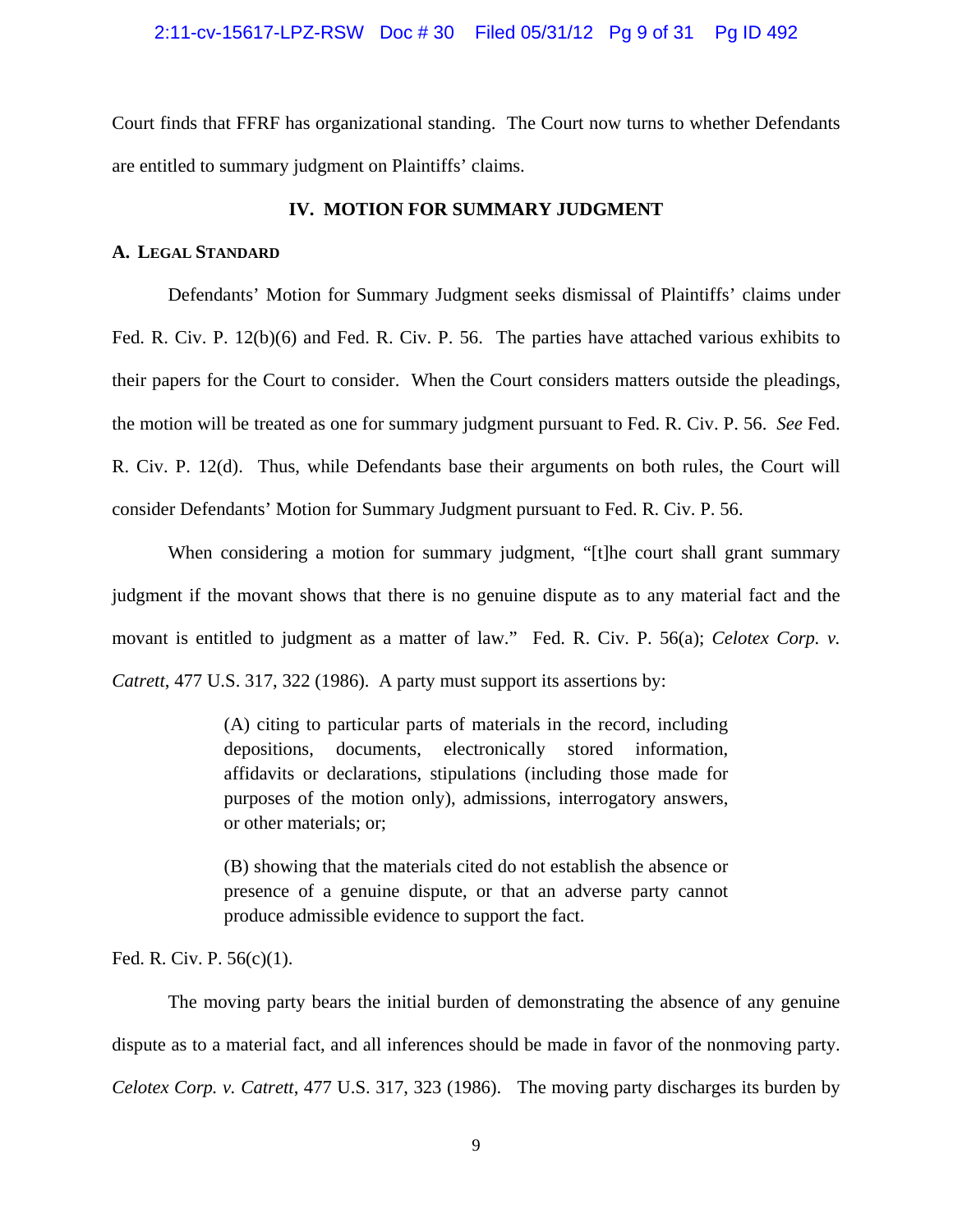Court finds that FFRF has organizational standing. The Court now turns to whether Defendants are entitled to summary judgment on Plaintiffs' claims.

## IV. MOTION FOR SUMMARY JUDGMENT

### A. LEGAL STANDARD

Defendants' Motion for Summary Judgment seeks dismissal of Plaintiffs' claims under Fed. R. Civ. P. 12(b)(6) and Fed. R. Civ. P. 56. The parties have attached various exhibits to their papers for the Court to consider. When the Court considers matters outside the pleadings, the motion will be treated as one for summary judgment pursuant to Fed. R. Civ. P. 56. *See* Fed. R. Civ. P. 12(d). Thus, while Defendants base their arguments on both rules, the Court will consider Defendants' Motion for Summary Judgment pursuant to Fed. R. Civ. P. 56.

When considering a motion for summary judgment, "[t]he court shall grant summary judgment if the movant shows that there is no genuine dispute as to any material fact and the movant is entitled to judgment as a matter of law." Fed. R. Civ. P. 56(a); *Celotex Corp. v. Catrett*, 477 U.S. 317, 322 (1986). A party must support its assertions by:

> (A) citing to particular parts of materials in the record, including depositions, documents, electronically stored information, affidavits or declarations, stipulations (including those made for purposes of the motion only), admissions, interrogatory answers, or other materials; or;
>
> (B) showing that the materials cited do not establish the absence or presence of a genuine dispute, or that an adverse party cannot produce admissible evidence to support the fact.

Fed. R. Civ. P. 56(c)(1).

The moving party bears the initial burden of demonstrating the absence of any genuine dispute as to a material fact, and all inferences should be made in favor of the nonmoving party. *Celotex Corp. v. Catrett*, 477 U.S. 317, 323 (1986). The moving party discharges its burden by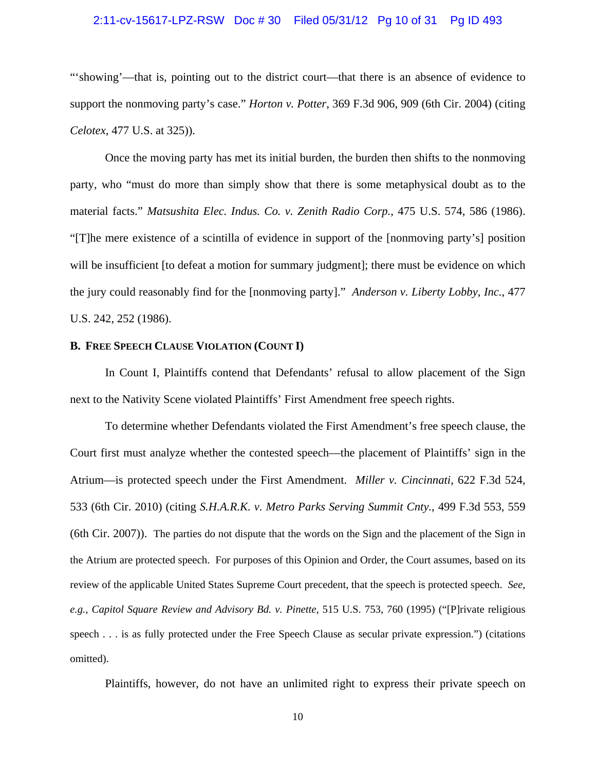"'showing'—that is, pointing out to the district court—that there is an absence of evidence to support the nonmoving party's case." *Horton v. Potter*, 369 F.3d 906, 909 (6th Cir. 2004) (citing *Celotex*, 477 U.S. at 325)).

Once the moving party has met its initial burden, the burden then shifts to the nonmoving party, who "must do more than simply show that there is some metaphysical doubt as to the material facts." *Matsushita Elec. Indus. Co. v. Zenith Radio Corp.*, 475 U.S. 574, 586 (1986). "[T]he mere existence of a scintilla of evidence in support of the [nonmoving party's] position will be insufficient [to defeat a motion for summary judgment]; there must be evidence on which the jury could reasonably find for the [nonmoving party]." *Anderson v. Liberty Lobby, Inc.*, 477 U.S. 242, 252 (1986).

### B. FREE SPEECH CLAUSE VIOLATION (COUNT I)

In Count I, Plaintiffs contend that Defendants' refusal to allow placement of the Sign next to the Nativity Scene violated Plaintiffs' First Amendment free speech rights.

To determine whether Defendants violated the First Amendment's free speech clause, the Court first must analyze whether the contested speech—the placement of Plaintiffs' sign in the Atrium—is protected speech under the First Amendment. *Miller v. Cincinnati*, 622 F.3d 524, 533 (6th Cir. 2010) (citing *S.H.A.R.K. v. Metro Parks Serving Summit Cnty.*, 499 F.3d 553, 559 (6th Cir. 2007)). The parties do not dispute that the words on the Sign and the placement of the Sign in the Atrium are protected speech. For purposes of this Opinion and Order, the Court assumes, based on its review of the applicable United States Supreme Court precedent, that the speech is protected speech. *See, e.g., Capitol Square Review and Advisory Bd. v. Pinette*, 515 U.S. 753, 760 (1995) ("[P]rivate religious speech . . . is as fully protected under the Free Speech Clause as secular private expression.") (citations omitted).

Plaintiffs, however, do not have an unlimited right to express their private speech on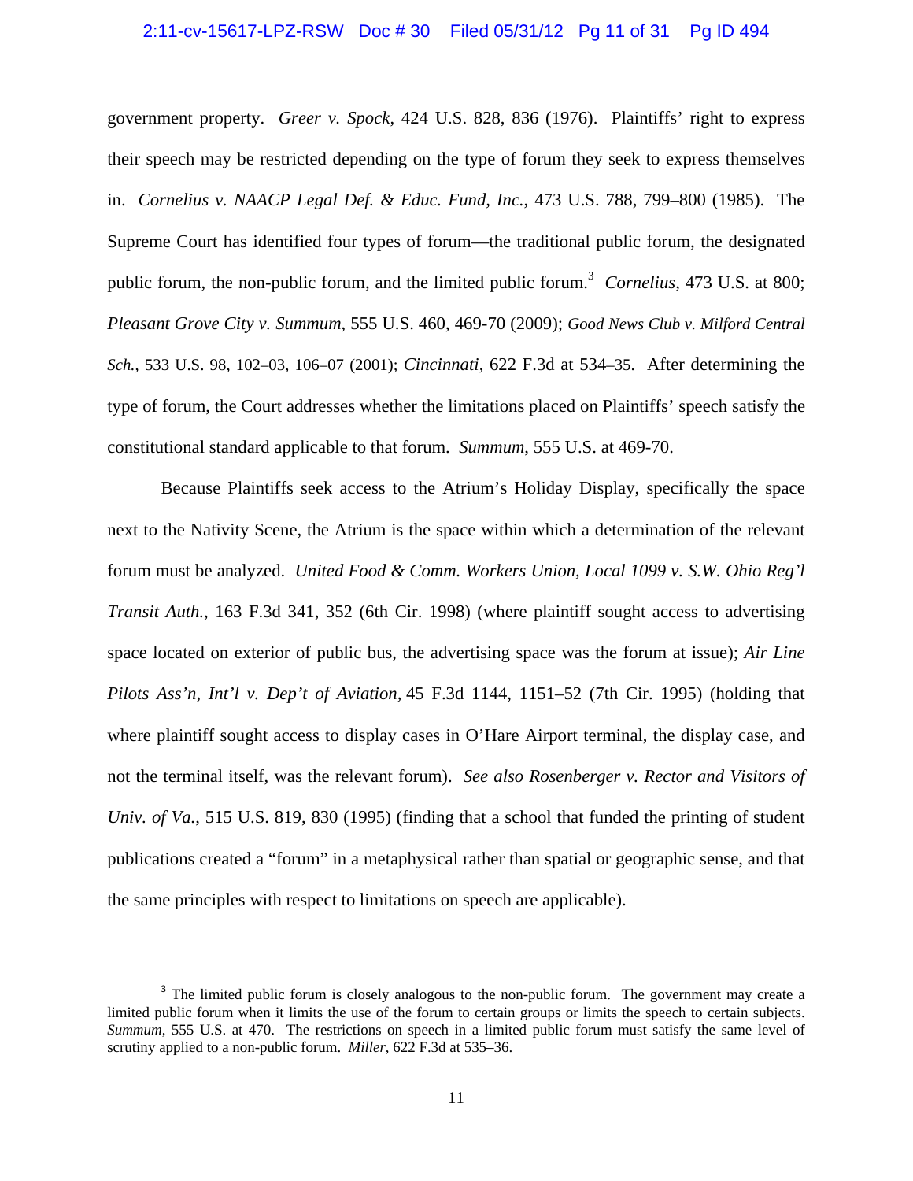government property. *Greer v. Spock*, 424 U.S. 828, 836 (1976). Plaintiffs' right to express their speech may be restricted depending on the type of forum they seek to express themselves in. *Cornelius v. NAACP Legal Def. & Educ. Fund, Inc.*, 473 U.S. 788, 799–800 (1985). The Supreme Court has identified four types of forum—the traditional public forum, the designated public forum, the non-public forum, and the limited public forum.[3] *Cornelius*, 473 U.S. at 800; *Pleasant Grove City v. Summum*, 555 U.S. 460, 469-70 (2009); *Good News Club v. Milford Central Sch.*, 533 U.S. 98, 102–03, 106–07 (2001); *Cincinnati*, 622 F.3d at 534–35. After determining the type of forum, the Court addresses whether the limitations placed on Plaintiffs' speech satisfy the constitutional standard applicable to that forum. *Summum*, 555 U.S. at 469-70.

Because Plaintiffs seek access to the Atrium's Holiday Display, specifically the space next to the Nativity Scene, the Atrium is the space within which a determination of the relevant forum must be analyzed. *United Food & Comm. Workers Union, Local 1099 v. S.W. Ohio Reg'l Transit Auth.*, 163 F.3d 341, 352 (6th Cir. 1998) (where plaintiff sought access to advertising space located on exterior of public bus, the advertising space was the forum at issue); *Air Line Pilots Ass'n, Int'l v. Dep't of Aviation*, 45 F.3d 1144, 1151–52 (7th Cir. 1995) (holding that where plaintiff sought access to display cases in O'Hare Airport terminal, the display case, and not the terminal itself, was the relevant forum). *See also Rosenberger v. Rector and Visitors of Univ. of Va.*, 515 U.S. 819, 830 (1995) (finding that a school that funded the printing of student publications created a "forum" in a metaphysical rather than spatial or geographic sense, and that the same principles with respect to limitations on speech are applicable).

---

[3] The limited public forum is closely analogous to the non-public forum. The government may create a limited public forum when it limits the use of the forum to certain groups or limits the speech to certain subjects. *Summum*, 555 U.S. at 470. The restrictions on speech in a limited public forum must satisfy the same level of scrutiny applied to a non-public forum. *Miller*, 622 F.3d at 535–36.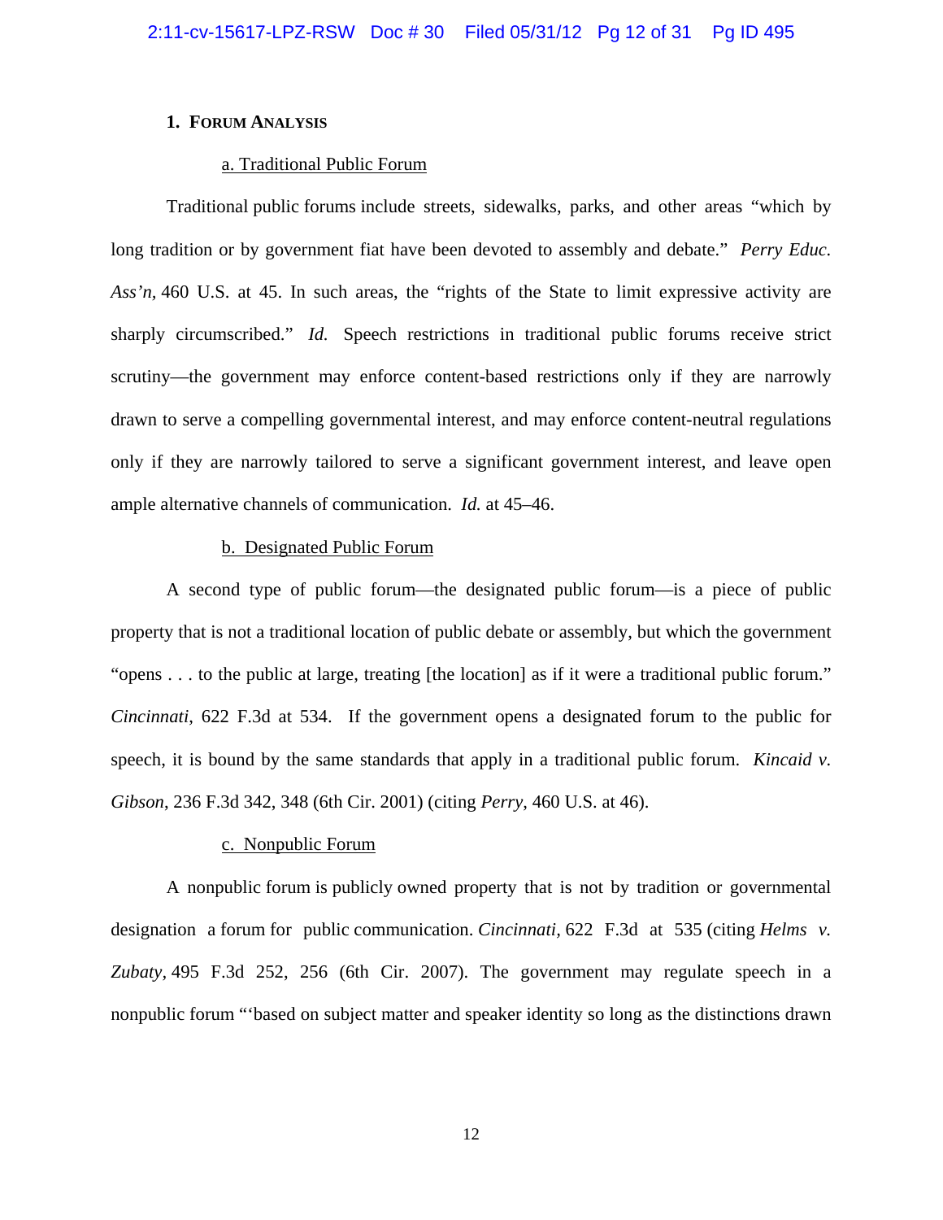### 1. FORUM ANALYSIS

a. Traditional Public Forum

Traditional public forums include streets, sidewalks, parks, and other areas "which by long tradition or by government fiat have been devoted to assembly and debate." *Perry Educ. Ass'n,* 460 U.S. at 45. In such areas, the "rights of the State to limit expressive activity are sharply circumscribed." *Id.* Speech restrictions in traditional public forums receive strict scrutiny—the government may enforce content-based restrictions only if they are narrowly drawn to serve a compelling governmental interest, and may enforce content-neutral regulations only if they are narrowly tailored to serve a significant government interest, and leave open ample alternative channels of communication. *Id.* at 45–46.

b. Designated Public Forum

A second type of public forum—the designated public forum—is a piece of public property that is not a traditional location of public debate or assembly, but which the government "opens . . . to the public at large, treating [the location] as if it were a traditional public forum." *Cincinnati*, 622 F.3d at 534. If the government opens a designated forum to the public for speech, it is bound by the same standards that apply in a traditional public forum. *Kincaid v. Gibson*, 236 F.3d 342, 348 (6th Cir. 2001) (citing *Perry*, 460 U.S. at 46).

c. Nonpublic Forum

A nonpublic forum is publicly owned property that is not by tradition or governmental designation a forum for public communication. *Cincinnati,* 622 F.3d at 535 (citing *Helms v. Zubaty,* 495 F.3d 252, 256 (6th Cir. 2007). The government may regulate speech in a nonpublic forum "'based on subject matter and speaker identity so long as the distinctions drawn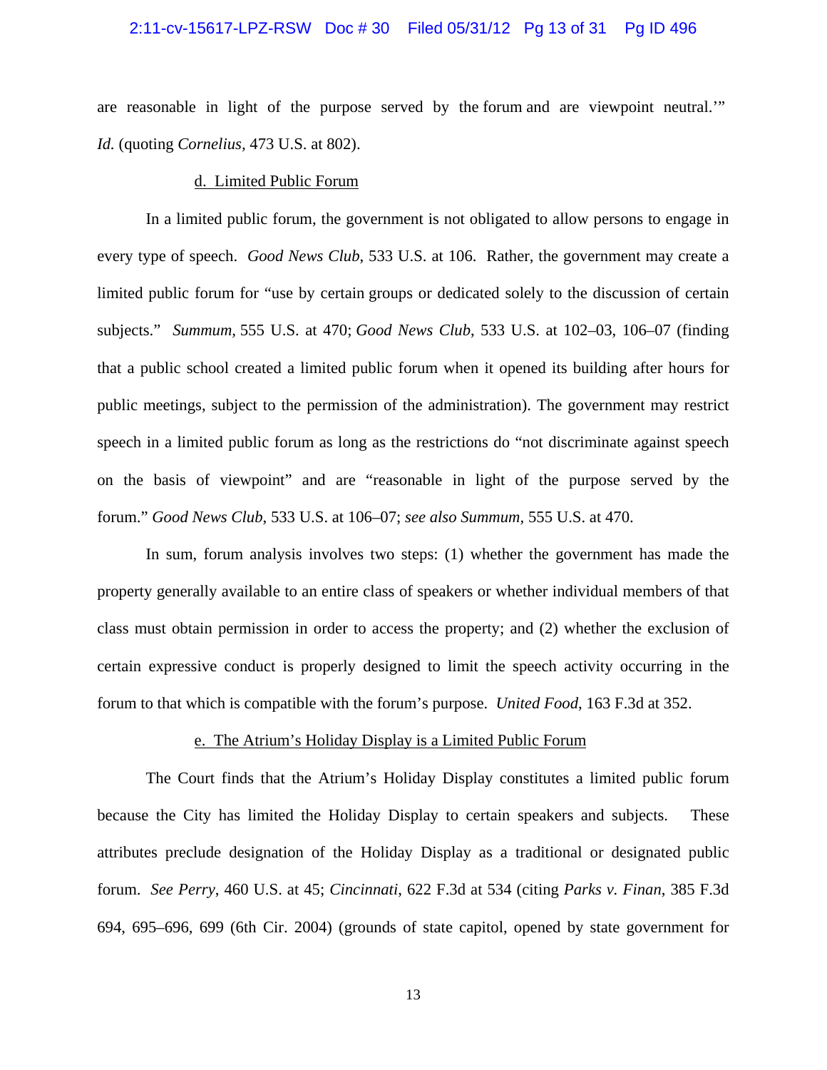are reasonable in light of the purpose served by the forum and are viewpoint neutral.'" *Id.* (quoting *Cornelius*, 473 U.S. at 802).

d. Limited Public Forum

In a limited public forum, the government is not obligated to allow persons to engage in every type of speech. *Good News Club*, 533 U.S. at 106. Rather, the government may create a limited public forum for "use by certain groups or dedicated solely to the discussion of certain subjects." *Summum*, 555 U.S. at 470; *Good News Club*, 533 U.S. at 102–03, 106–07 (finding that a public school created a limited public forum when it opened its building after hours for public meetings, subject to the permission of the administration). The government may restrict speech in a limited public forum as long as the restrictions do "not discriminate against speech on the basis of viewpoint" and are "reasonable in light of the purpose served by the forum." *Good News Club*, 533 U.S. at 106–07; *see also Summum*, 555 U.S. at 470.

In sum, forum analysis involves two steps: (1) whether the government has made the property generally available to an entire class of speakers or whether individual members of that class must obtain permission in order to access the property; and (2) whether the exclusion of certain expressive conduct is properly designed to limit the speech activity occurring in the forum to that which is compatible with the forum's purpose. *United Food*, 163 F.3d at 352.

e. The Atrium's Holiday Display is a Limited Public Forum

The Court finds that the Atrium's Holiday Display constitutes a limited public forum because the City has limited the Holiday Display to certain speakers and subjects. These attributes preclude designation of the Holiday Display as a traditional or designated public forum. *See Perry*, 460 U.S. at 45; *Cincinnati*, 622 F.3d at 534 (citing *Parks v. Finan*, 385 F.3d 694, 695–696, 699 (6th Cir. 2004) (grounds of state capitol, opened by state government for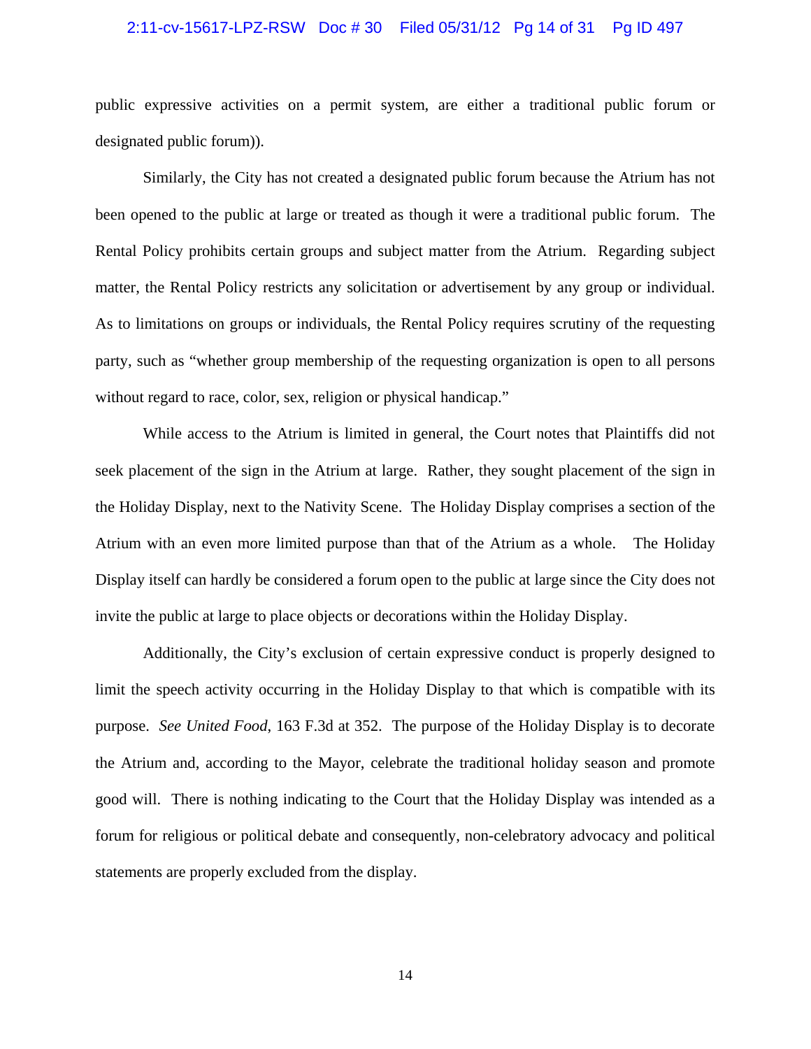public expressive activities on a permit system, are either a traditional public forum or designated public forum)).

Similarly, the City has not created a designated public forum because the Atrium has not been opened to the public at large or treated as though it were a traditional public forum. The Rental Policy prohibits certain groups and subject matter from the Atrium. Regarding subject matter, the Rental Policy restricts any solicitation or advertisement by any group or individual. As to limitations on groups or individuals, the Rental Policy requires scrutiny of the requesting party, such as "whether group membership of the requesting organization is open to all persons without regard to race, color, sex, religion or physical handicap."

While access to the Atrium is limited in general, the Court notes that Plaintiffs did not seek placement of the sign in the Atrium at large. Rather, they sought placement of the sign in the Holiday Display, next to the Nativity Scene. The Holiday Display comprises a section of the Atrium with an even more limited purpose than that of the Atrium as a whole. The Holiday Display itself can hardly be considered a forum open to the public at large since the City does not invite the public at large to place objects or decorations within the Holiday Display.

Additionally, the City's exclusion of certain expressive conduct is properly designed to limit the speech activity occurring in the Holiday Display to that which is compatible with its purpose. *See United Food*, 163 F.3d at 352. The purpose of the Holiday Display is to decorate the Atrium and, according to the Mayor, celebrate the traditional holiday season and promote good will. There is nothing indicating to the Court that the Holiday Display was intended as a forum for religious or political debate and consequently, non-celebratory advocacy and political statements are properly excluded from the display.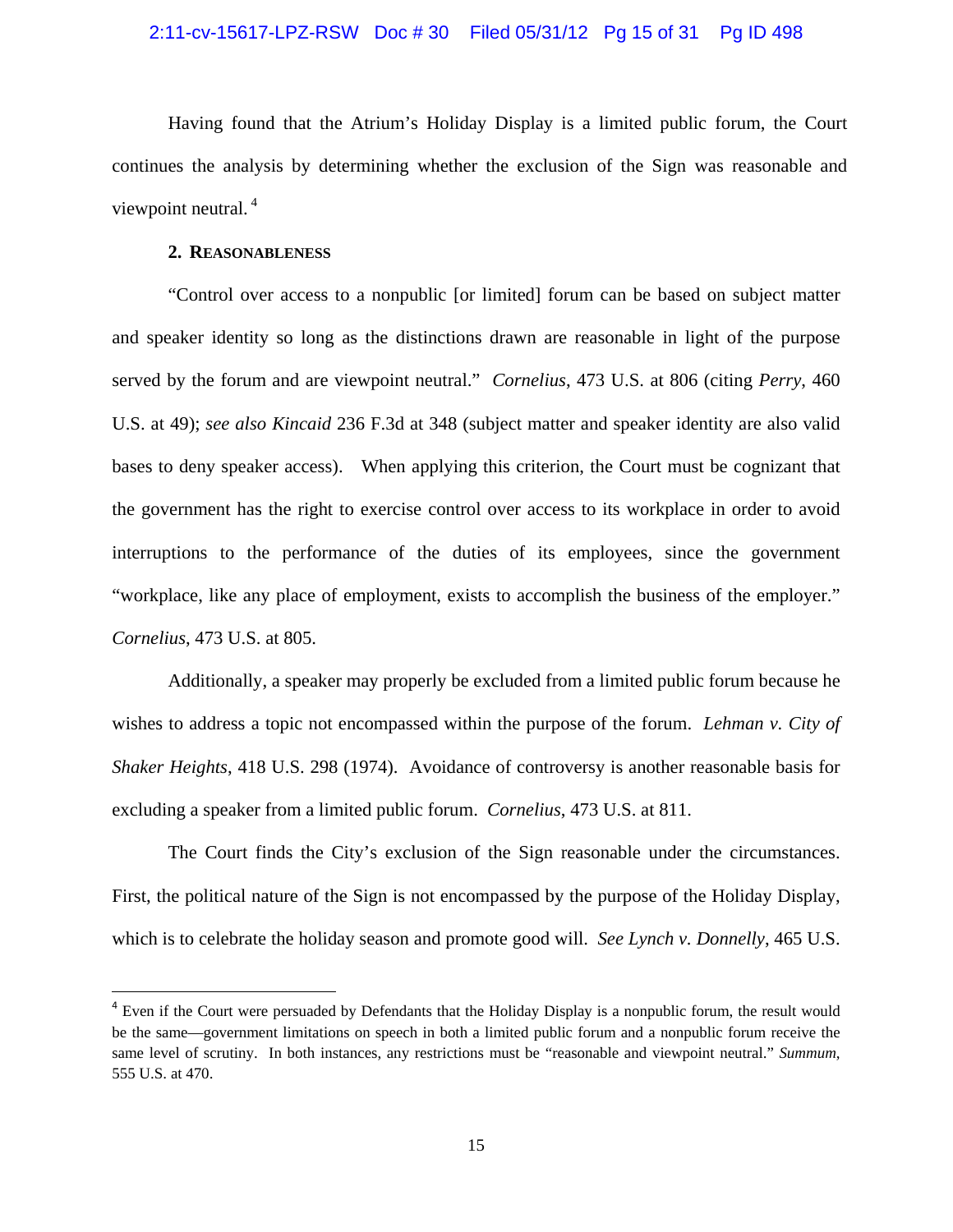Having found that the Atrium's Holiday Display is a limited public forum, the Court continues the analysis by determining whether the exclusion of the Sign was reasonable and viewpoint neutral.[4]

### 2. REASONABLENESS

"Control over access to a nonpublic [or limited] forum can be based on subject matter and speaker identity so long as the distinctions drawn are reasonable in light of the purpose served by the forum and are viewpoint neutral." *Cornelius*, 473 U.S. at 806 (citing *Perry*, 460 U.S. at 49); *see also Kincaid* 236 F.3d at 348 (subject matter and speaker identity are also valid bases to deny speaker access). When applying this criterion, the Court must be cognizant that the government has the right to exercise control over access to its workplace in order to avoid interruptions to the performance of the duties of its employees, since the government "workplace, like any place of employment, exists to accomplish the business of the employer." *Cornelius*, 473 U.S. at 805.

Additionally, a speaker may properly be excluded from a limited public forum because he wishes to address a topic not encompassed within the purpose of the forum. *Lehman v. City of Shaker Heights*, 418 U.S. 298 (1974). Avoidance of controversy is another reasonable basis for excluding a speaker from a limited public forum. *Cornelius*, 473 U.S. at 811.

The Court finds the City's exclusion of the Sign reasonable under the circumstances. First, the political nature of the Sign is not encompassed by the purpose of the Holiday Display, which is to celebrate the holiday season and promote good will. *See Lynch v. Donnelly*, 465 U.S.

[4] Even if the Court were persuaded by Defendants that the Holiday Display is a nonpublic forum, the result would be the same—government limitations on speech in both a limited public forum and a nonpublic forum receive the same level of scrutiny. In both instances, any restrictions must be "reasonable and viewpoint neutral." *Summum*, 555 U.S. at 470.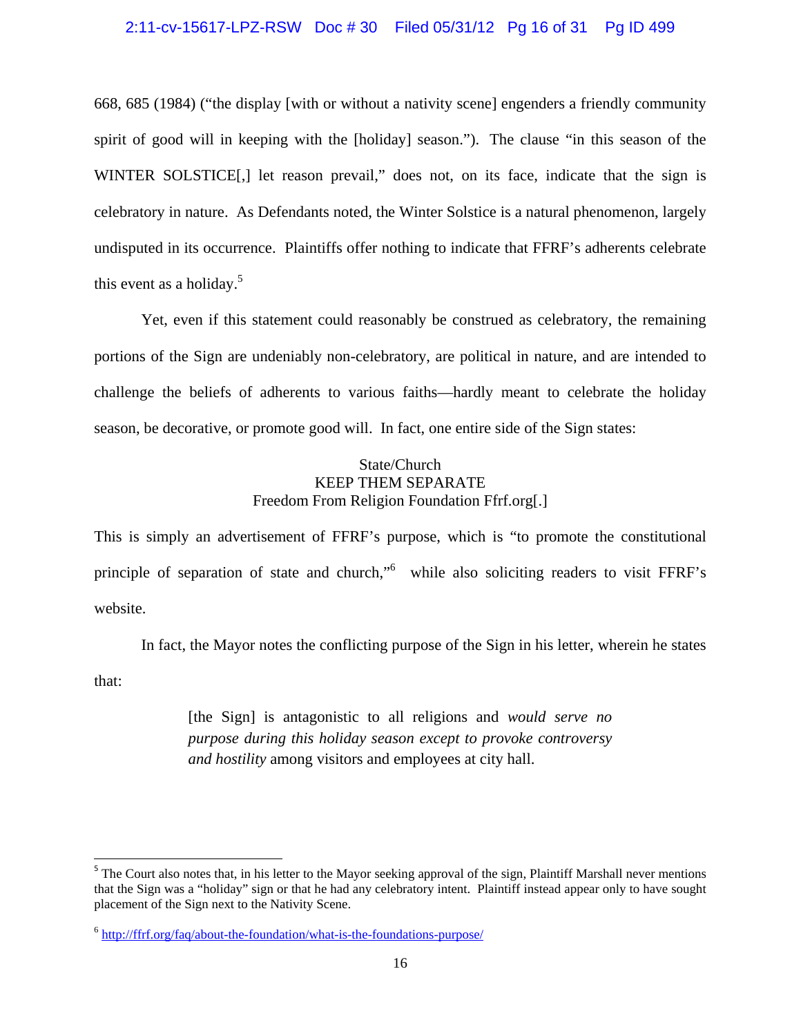668, 685 (1984) ("the display [with or without a nativity scene] engenders a friendly community spirit of good will in keeping with the [holiday] season."). The clause "in this season of the WINTER SOLSTICE[,] let reason prevail," does not, on its face, indicate that the sign is celebratory in nature. As Defendants noted, the Winter Solstice is a natural phenomenon, largely undisputed in its occurrence. Plaintiffs offer nothing to indicate that FFRF's adherents celebrate this event as a holiday.[5]

Yet, even if this statement could reasonably be construed as celebratory, the remaining portions of the Sign are undeniably non-celebratory, are political in nature, and are intended to challenge the beliefs of adherents to various faiths—hardly meant to celebrate the holiday season, be decorative, or promote good will. In fact, one entire side of the Sign states:

> State/Church
> KEEP THEM SEPARATE
> Freedom From Religion Foundation Ffrf.org[.]

This is simply an advertisement of FFRF's purpose, which is "to promote the constitutional principle of separation of state and church,"[6] while also soliciting readers to visit FFRF's website.

In fact, the Mayor notes the conflicting purpose of the Sign in his letter, wherein he states that:

> [the Sign] is antagonistic to all religions and *would serve no purpose during this holiday season except to provoke controversy and hostility* among visitors and employees at city hall.

---

[5] The Court also notes that, in his letter to the Mayor seeking approval of the sign, Plaintiff Marshall never mentions that the Sign was a "holiday" sign or that he had any celebratory intent. Plaintiff instead appear only to have sought placement of the Sign next to the Nativity Scene.

[6] http://ffrf.org/faq/about-the-foundation/what-is-the-foundations-purpose/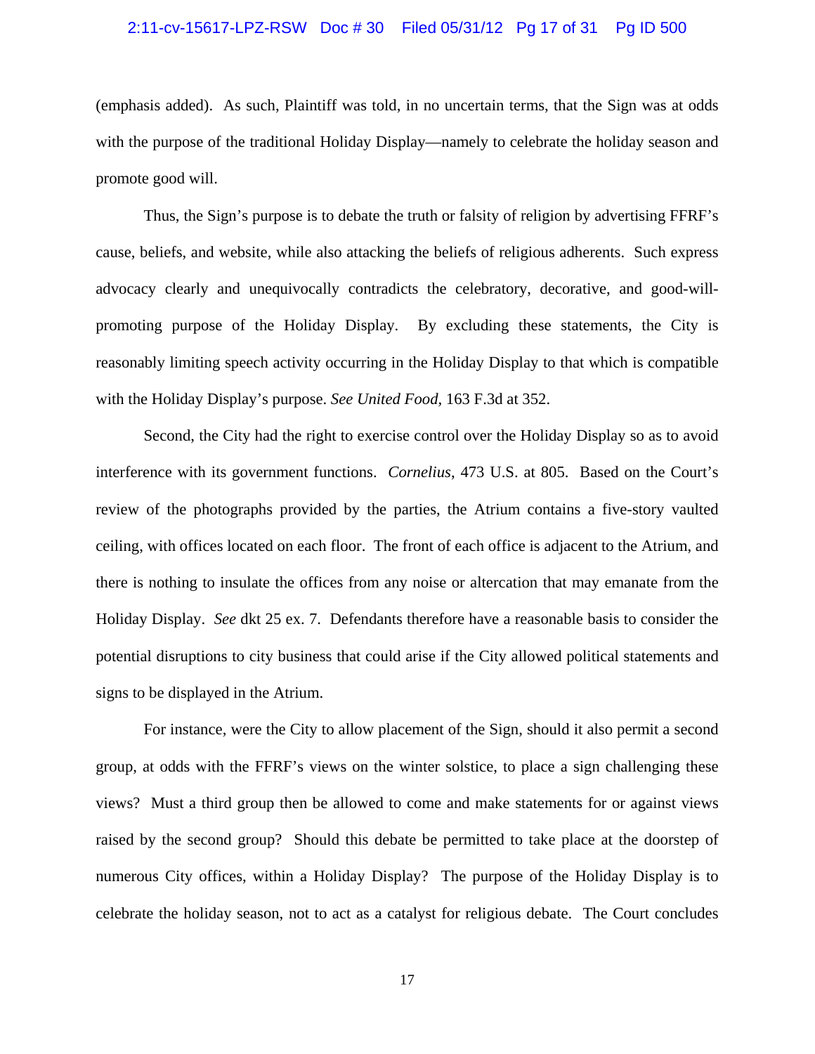(emphasis added). As such, Plaintiff was told, in no uncertain terms, that the Sign was at odds with the purpose of the traditional Holiday Display—namely to celebrate the holiday season and promote good will.

Thus, the Sign's purpose is to debate the truth or falsity of religion by advertising FFRF's cause, beliefs, and website, while also attacking the beliefs of religious adherents. Such express advocacy clearly and unequivocally contradicts the celebratory, decorative, and good-will-promoting purpose of the Holiday Display. By excluding these statements, the City is reasonably limiting speech activity occurring in the Holiday Display to that which is compatible with the Holiday Display's purpose. *See United Food*, 163 F.3d at 352.

Second, the City had the right to exercise control over the Holiday Display so as to avoid interference with its government functions. *Cornelius*, 473 U.S. at 805. Based on the Court's review of the photographs provided by the parties, the Atrium contains a five-story vaulted ceiling, with offices located on each floor. The front of each office is adjacent to the Atrium, and there is nothing to insulate the offices from any noise or altercation that may emanate from the Holiday Display. *See* dkt 25 ex. 7. Defendants therefore have a reasonable basis to consider the potential disruptions to city business that could arise if the City allowed political statements and signs to be displayed in the Atrium.

For instance, were the City to allow placement of the Sign, should it also permit a second group, at odds with the FFRF's views on the winter solstice, to place a sign challenging these views? Must a third group then be allowed to come and make statements for or against views raised by the second group? Should this debate be permitted to take place at the doorstep of numerous City offices, within a Holiday Display? The purpose of the Holiday Display is to celebrate the holiday season, not to act as a catalyst for religious debate. The Court concludes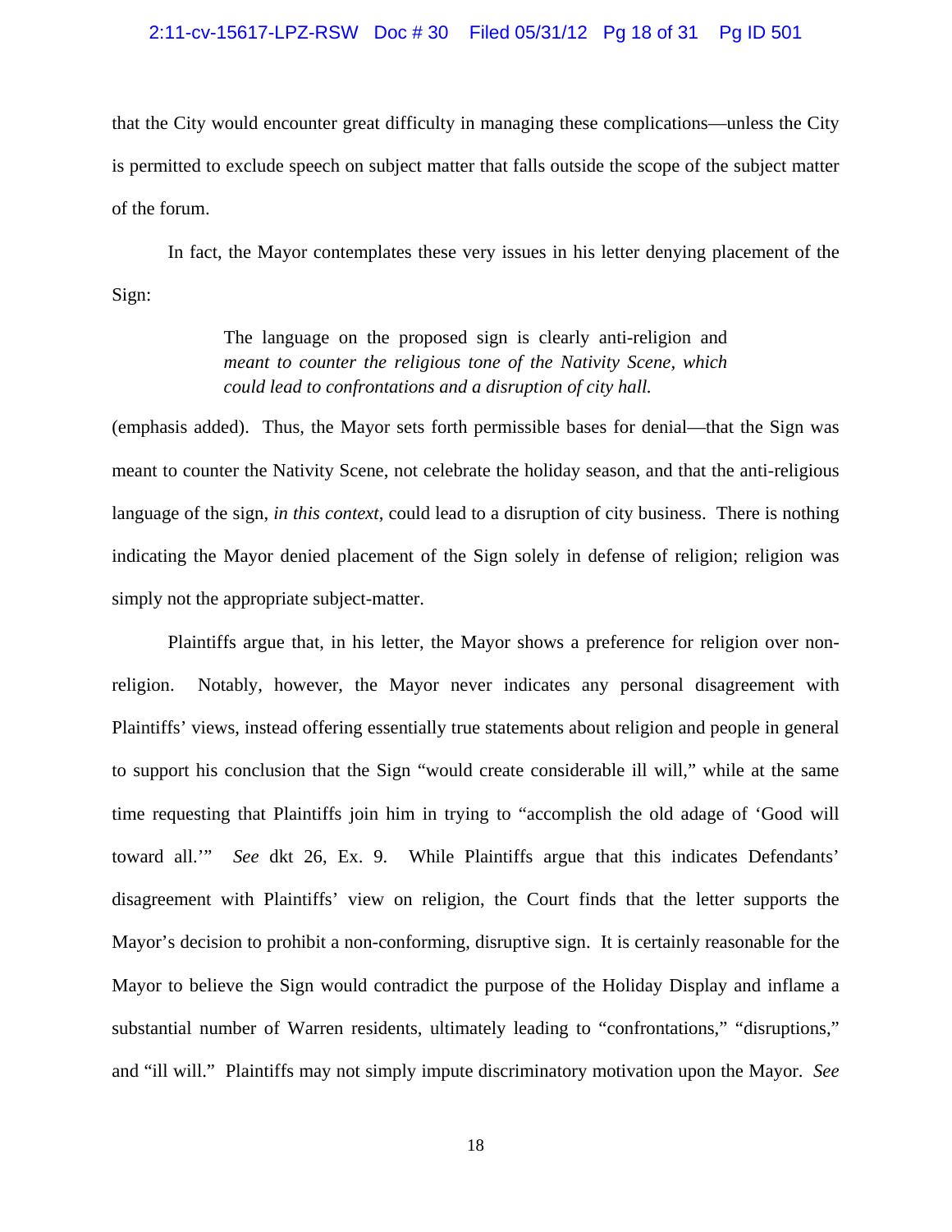that the City would encounter great difficulty in managing these complications—unless the City is permitted to exclude speech on subject matter that falls outside the scope of the subject matter of the forum.

In fact, the Mayor contemplates these very issues in his letter denying placement of the Sign:

> The language on the proposed sign is clearly anti-religion and *meant to counter the religious tone of the Nativity Scene, which could lead to confrontations and a disruption of city hall.*

(emphasis added). Thus, the Mayor sets forth permissible bases for denial—that the Sign was meant to counter the Nativity Scene, not celebrate the holiday season, and that the anti-religious language of the sign, *in this context*, could lead to a disruption of city business. There is nothing indicating the Mayor denied placement of the Sign solely in defense of religion; religion was simply not the appropriate subject-matter.

Plaintiffs argue that, in his letter, the Mayor shows a preference for religion over non-religion. Notably, however, the Mayor never indicates any personal disagreement with Plaintiffs' views, instead offering essentially true statements about religion and people in general to support his conclusion that the Sign "would create considerable ill will," while at the same time requesting that Plaintiffs join him in trying to "accomplish the old adage of 'Good will toward all.'" *See* dkt 26, Ex. 9. While Plaintiffs argue that this indicates Defendants' disagreement with Plaintiffs' view on religion, the Court finds that the letter supports the Mayor's decision to prohibit a non-conforming, disruptive sign. It is certainly reasonable for the Mayor to believe the Sign would contradict the purpose of the Holiday Display and inflame a substantial number of Warren residents, ultimately leading to "confrontations," "disruptions," and "ill will." Plaintiffs may not simply impute discriminatory motivation upon the Mayor. *See*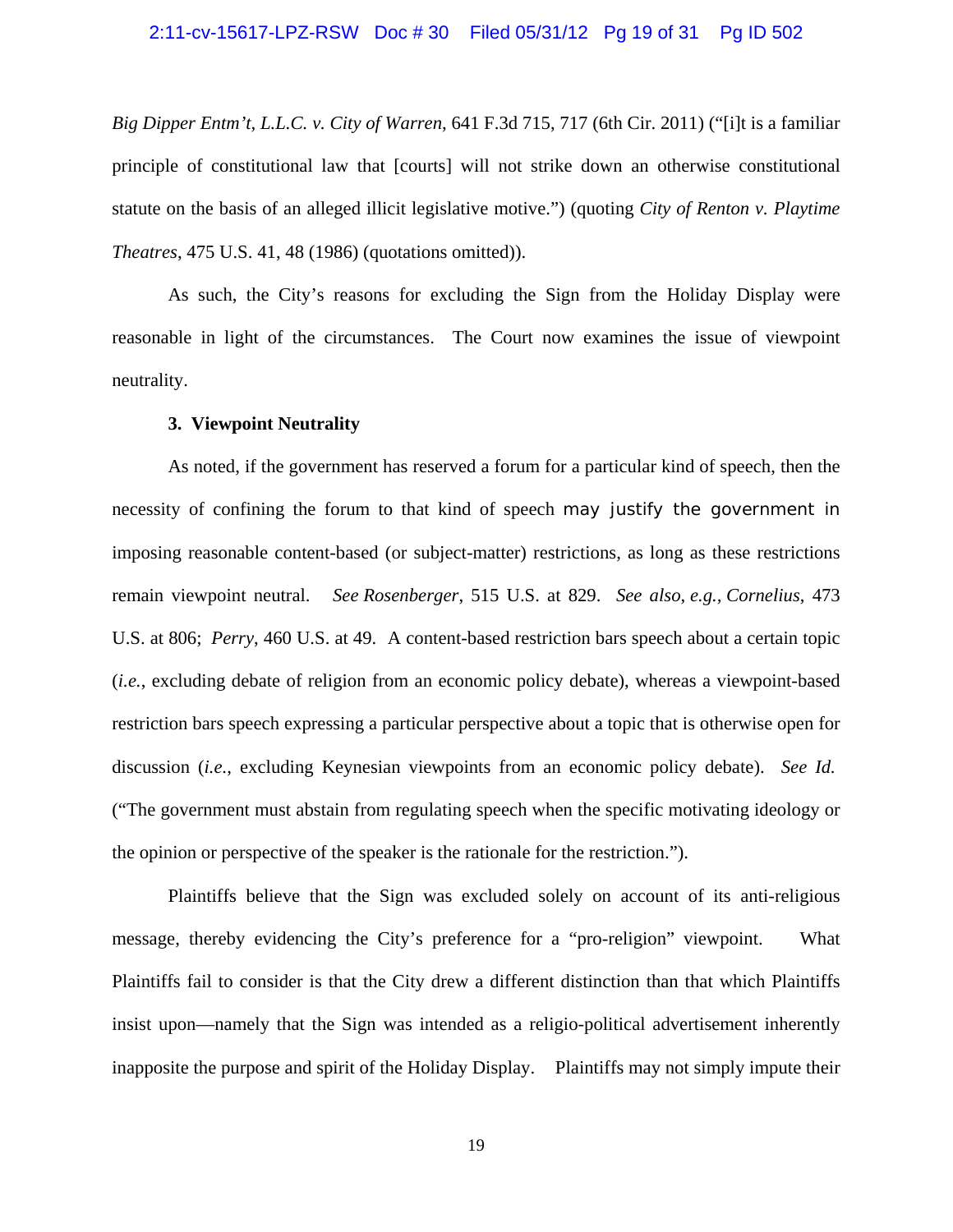*Big Dipper Entm't, L.L.C. v. City of Warren*, 641 F.3d 715, 717 (6th Cir. 2011) ("[i]t is a familiar principle of constitutional law that [courts] will not strike down an otherwise constitutional statute on the basis of an alleged illicit legislative motive.") (quoting *City of Renton v. Playtime Theatres*, 475 U.S. 41, 48 (1986) (quotations omitted)).

As such, the City's reasons for excluding the Sign from the Holiday Display were reasonable in light of the circumstances. The Court now examines the issue of viewpoint neutrality.

**3. Viewpoint Neutrality**

As noted, if the government has reserved a forum for a particular kind of speech, then the necessity of confining the forum to that kind of speech may justify the government in imposing reasonable content-based (or subject-matter) restrictions, as long as these restrictions remain viewpoint neutral. *See Rosenberger*, 515 U.S. at 829. *See also, e.g.*, *Cornelius*, 473 U.S. at 806; *Perry*, 460 U.S. at 49. A content-based restriction bars speech about a certain topic (*i.e.*, excluding debate of religion from an economic policy debate), whereas a viewpoint-based restriction bars speech expressing a particular perspective about a topic that is otherwise open for discussion (*i.e.*, excluding Keynesian viewpoints from an economic policy debate). *See Id.* ("The government must abstain from regulating speech when the specific motivating ideology or the opinion or perspective of the speaker is the rationale for the restriction.").

Plaintiffs believe that the Sign was excluded solely on account of its anti-religious message, thereby evidencing the City's preference for a "pro-religion" viewpoint. What Plaintiffs fail to consider is that the City drew a different distinction than that which Plaintiffs insist upon—namely that the Sign was intended as a religio-political advertisement inherently inapposite the purpose and spirit of the Holiday Display. Plaintiffs may not simply impute their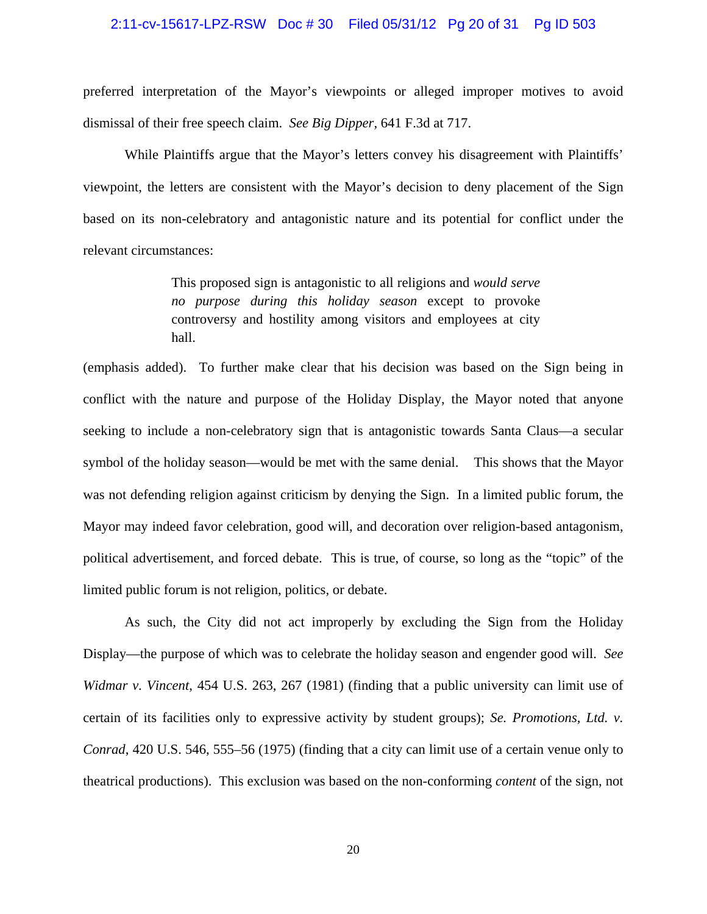preferred interpretation of the Mayor's viewpoints or alleged improper motives to avoid dismissal of their free speech claim. *See Big Dipper*, 641 F.3d at 717.

While Plaintiffs argue that the Mayor's letters convey his disagreement with Plaintiffs' viewpoint, the letters are consistent with the Mayor's decision to deny placement of the Sign based on its non-celebratory and antagonistic nature and its potential for conflict under the relevant circumstances:

> This proposed sign is antagonistic to all religions and *would serve no purpose during this holiday season* except to provoke controversy and hostility among visitors and employees at city hall.

(emphasis added). To further make clear that his decision was based on the Sign being in conflict with the nature and purpose of the Holiday Display, the Mayor noted that anyone seeking to include a non-celebratory sign that is antagonistic towards Santa Claus—a secular symbol of the holiday season—would be met with the same denial. This shows that the Mayor was not defending religion against criticism by denying the Sign. In a limited public forum, the Mayor may indeed favor celebration, good will, and decoration over religion-based antagonism, political advertisement, and forced debate. This is true, of course, so long as the "topic" of the limited public forum is not religion, politics, or debate.

As such, the City did not act improperly by excluding the Sign from the Holiday Display—the purpose of which was to celebrate the holiday season and engender good will. *See Widmar v. Vincent*, 454 U.S. 263, 267 (1981) (finding that a public university can limit use of certain of its facilities only to expressive activity by student groups); *Se. Promotions, Ltd. v. Conrad*, 420 U.S. 546, 555–56 (1975) (finding that a city can limit use of a certain venue only to theatrical productions). This exclusion was based on the non-conforming *content* of the sign, not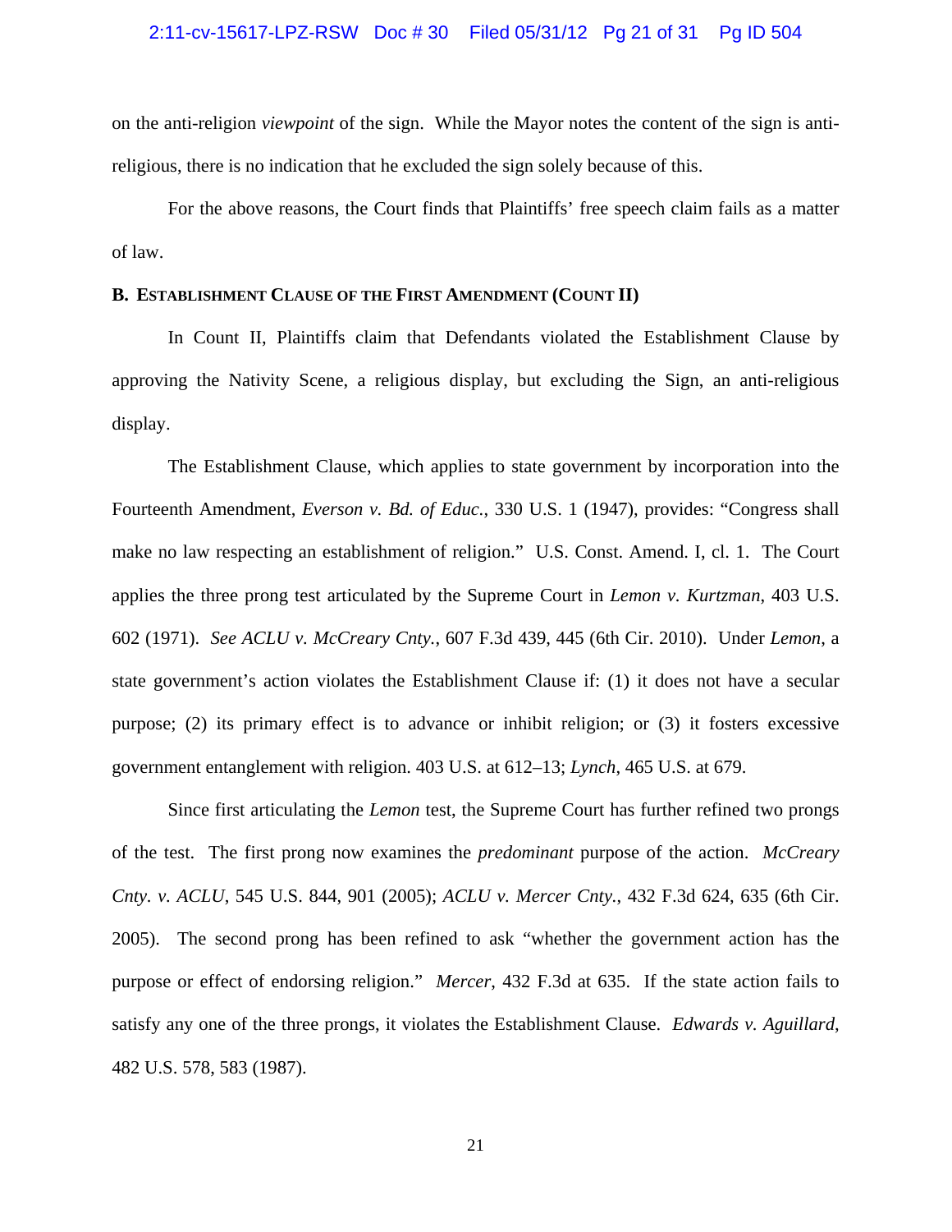on the anti-religion *viewpoint* of the sign. While the Mayor notes the content of the sign is anti-religious, there is no indication that he excluded the sign solely because of this.

For the above reasons, the Court finds that Plaintiffs' free speech claim fails as a matter of law.

**B. ESTABLISHMENT CLAUSE OF THE FIRST AMENDMENT (COUNT II)**

In Count II, Plaintiffs claim that Defendants violated the Establishment Clause by approving the Nativity Scene, a religious display, but excluding the Sign, an anti-religious display.

The Establishment Clause, which applies to state government by incorporation into the Fourteenth Amendment, *Everson v. Bd. of Educ.*, 330 U.S. 1 (1947), provides: "Congress shall make no law respecting an establishment of religion." U.S. Const. Amend. I, cl. 1. The Court applies the three prong test articulated by the Supreme Court in *Lemon v. Kurtzman*, 403 U.S. 602 (1971). *See ACLU v. McCreary Cnty.*, 607 F.3d 439, 445 (6th Cir. 2010). Under *Lemon,* a state government's action violates the Establishment Clause if: (1) it does not have a secular purpose; (2) its primary effect is to advance or inhibit religion; or (3) it fosters excessive government entanglement with religion. 403 U.S. at 612–13; *Lynch*, 465 U.S. at 679.

Since first articulating the *Lemon* test, the Supreme Court has further refined two prongs of the test. The first prong now examines the *predominant* purpose of the action. *McCreary Cnty. v. ACLU*, 545 U.S. 844, 901 (2005); *ACLU v. Mercer Cnty.*, 432 F.3d 624, 635 (6th Cir. 2005). The second prong has been refined to ask "whether the government action has the purpose or effect of endorsing religion." *Mercer*, 432 F.3d at 635. If the state action fails to satisfy any one of the three prongs, it violates the Establishment Clause. *Edwards v. Aguillard*, 482 U.S. 578, 583 (1987).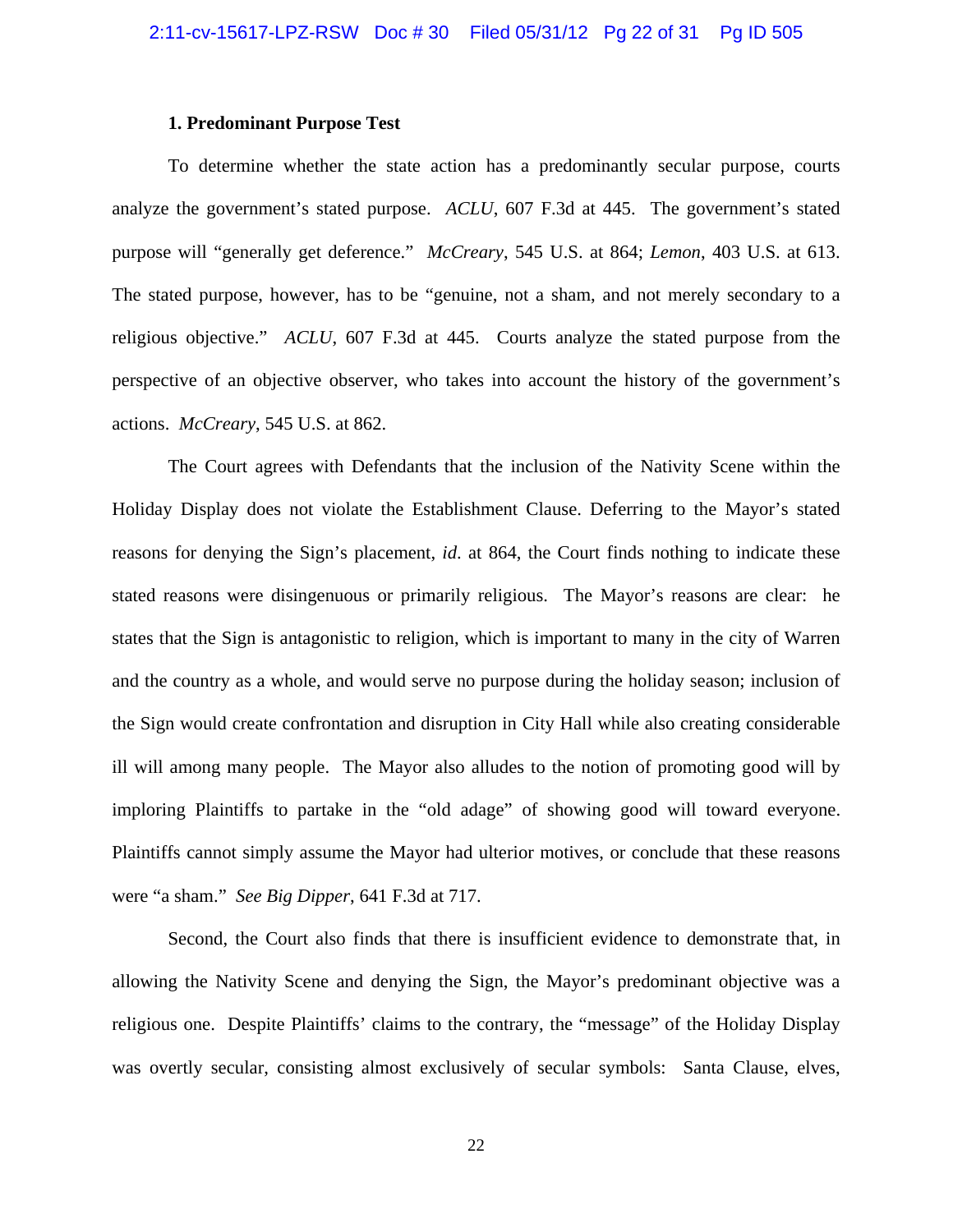### 1. Predominant Purpose Test

To determine whether the state action has a predominantly secular purpose, courts analyze the government's stated purpose. *ACLU*, 607 F.3d at 445. The government's stated purpose will "generally get deference." *McCreary*, 545 U.S. at 864; *Lemon*, 403 U.S. at 613. The stated purpose, however, has to be "genuine, not a sham, and not merely secondary to a religious objective." *ACLU*, 607 F.3d at 445. Courts analyze the stated purpose from the perspective of an objective observer, who takes into account the history of the government's actions. *McCreary*, 545 U.S. at 862.

The Court agrees with Defendants that the inclusion of the Nativity Scene within the Holiday Display does not violate the Establishment Clause. Deferring to the Mayor's stated reasons for denying the Sign's placement, *id*. at 864, the Court finds nothing to indicate these stated reasons were disingenuous or primarily religious. The Mayor's reasons are clear: he states that the Sign is antagonistic to religion, which is important to many in the city of Warren and the country as a whole, and would serve no purpose during the holiday season; inclusion of the Sign would create confrontation and disruption in City Hall while also creating considerable ill will among many people. The Mayor also alludes to the notion of promoting good will by imploring Plaintiffs to partake in the "old adage" of showing good will toward everyone. Plaintiffs cannot simply assume the Mayor had ulterior motives, or conclude that these reasons were "a sham." *See Big Dipper*, 641 F.3d at 717.

Second, the Court also finds that there is insufficient evidence to demonstrate that, in allowing the Nativity Scene and denying the Sign, the Mayor's predominant objective was a religious one. Despite Plaintiffs' claims to the contrary, the "message" of the Holiday Display was overtly secular, consisting almost exclusively of secular symbols: Santa Clause, elves,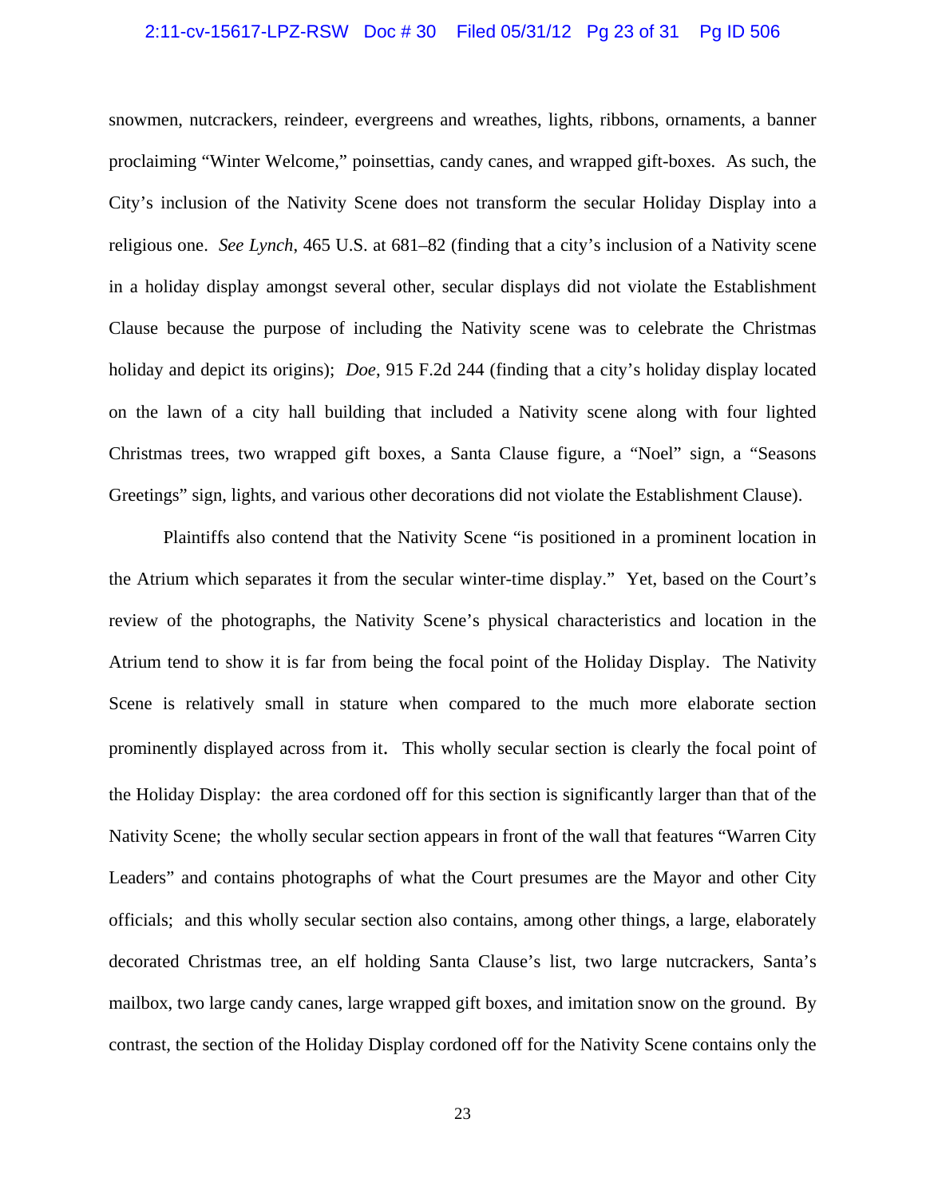snowmen, nutcrackers, reindeer, evergreens and wreathes, lights, ribbons, ornaments, a banner proclaiming "Winter Welcome," poinsettias, candy canes, and wrapped gift-boxes. As such, the City's inclusion of the Nativity Scene does not transform the secular Holiday Display into a religious one. *See Lynch*, 465 U.S. at 681–82 (finding that a city's inclusion of a Nativity scene in a holiday display amongst several other, secular displays did not violate the Establishment Clause because the purpose of including the Nativity scene was to celebrate the Christmas holiday and depict its origins); *Doe*, 915 F.2d 244 (finding that a city's holiday display located on the lawn of a city hall building that included a Nativity scene along with four lighted Christmas trees, two wrapped gift boxes, a Santa Clause figure, a "Noel" sign, a "Seasons Greetings" sign, lights, and various other decorations did not violate the Establishment Clause).

Plaintiffs also contend that the Nativity Scene "is positioned in a prominent location in the Atrium which separates it from the secular winter-time display." Yet, based on the Court's review of the photographs, the Nativity Scene's physical characteristics and location in the Atrium tend to show it is far from being the focal point of the Holiday Display. The Nativity Scene is relatively small in stature when compared to the much more elaborate section prominently displayed across from it. This wholly secular section is clearly the focal point of the Holiday Display: the area cordoned off for this section is significantly larger than that of the Nativity Scene; the wholly secular section appears in front of the wall that features "Warren City Leaders" and contains photographs of what the Court presumes are the Mayor and other City officials; and this wholly secular section also contains, among other things, a large, elaborately decorated Christmas tree, an elf holding Santa Clause's list, two large nutcrackers, Santa's mailbox, two large candy canes, large wrapped gift boxes, and imitation snow on the ground. By contrast, the section of the Holiday Display cordoned off for the Nativity Scene contains only the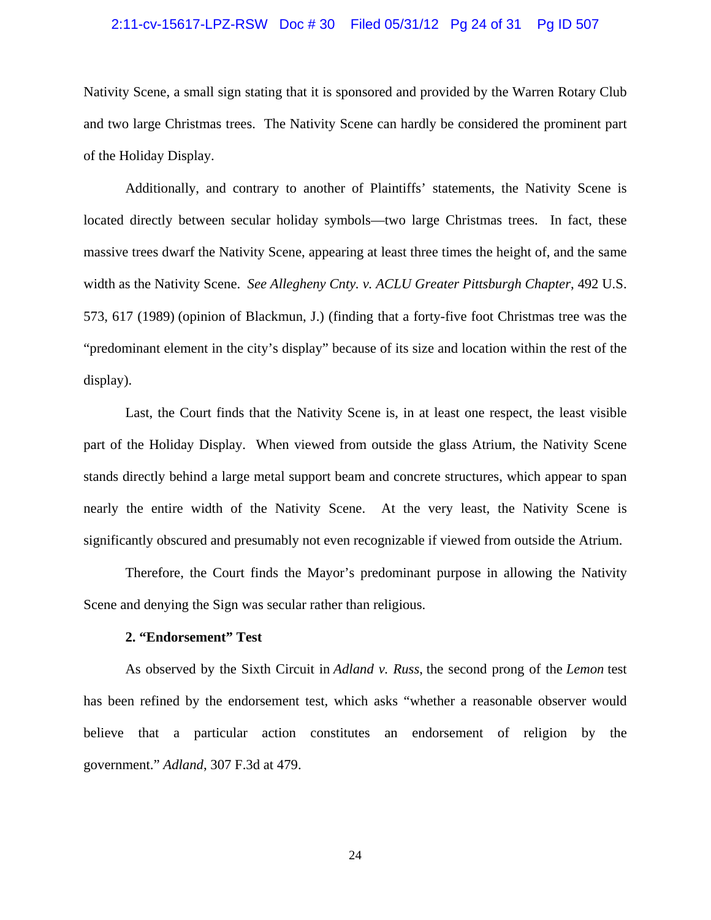Nativity Scene, a small sign stating that it is sponsored and provided by the Warren Rotary Club and two large Christmas trees. The Nativity Scene can hardly be considered the prominent part of the Holiday Display.

Additionally, and contrary to another of Plaintiffs' statements, the Nativity Scene is located directly between secular holiday symbols—two large Christmas trees. In fact, these massive trees dwarf the Nativity Scene, appearing at least three times the height of, and the same width as the Nativity Scene. *See Allegheny Cnty. v. ACLU Greater Pittsburgh Chapter*, 492 U.S. 573, 617 (1989) (opinion of Blackmun, J.) (finding that a forty-five foot Christmas tree was the "predominant element in the city's display" because of its size and location within the rest of the display).

Last, the Court finds that the Nativity Scene is, in at least one respect, the least visible part of the Holiday Display. When viewed from outside the glass Atrium, the Nativity Scene stands directly behind a large metal support beam and concrete structures, which appear to span nearly the entire width of the Nativity Scene. At the very least, the Nativity Scene is significantly obscured and presumably not even recognizable if viewed from outside the Atrium.

Therefore, the Court finds the Mayor's predominant purpose in allowing the Nativity Scene and denying the Sign was secular rather than religious.

**2. "Endorsement" Test**

As observed by the Sixth Circuit in *Adland v. Russ*, the second prong of the *Lemon* test has been refined by the endorsement test, which asks "whether a reasonable observer would believe that a particular action constitutes an endorsement of religion by the government." *Adland*, 307 F.3d at 479.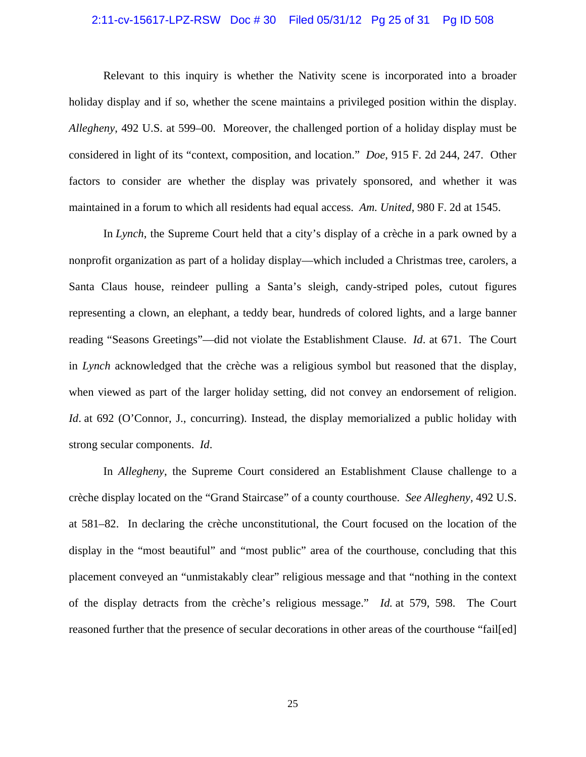Relevant to this inquiry is whether the Nativity scene is incorporated into a broader holiday display and if so, whether the scene maintains a privileged position within the display. *Allegheny*, 492 U.S. at 599–00. Moreover, the challenged portion of a holiday display must be considered in light of its "context, composition, and location." *Doe*, 915 F. 2d 244, 247. Other factors to consider are whether the display was privately sponsored, and whether it was maintained in a forum to which all residents had equal access. *Am. United*, 980 F. 2d at 1545.

In *Lynch*, the Supreme Court held that a city's display of a crèche in a park owned by a nonprofit organization as part of a holiday display—which included a Christmas tree, carolers, a Santa Claus house, reindeer pulling a Santa's sleigh, candy-striped poles, cutout figures representing a clown, an elephant, a teddy bear, hundreds of colored lights, and a large banner reading "Seasons Greetings"—did not violate the Establishment Clause. *Id*. at 671. The Court in *Lynch* acknowledged that the crèche was a religious symbol but reasoned that the display, when viewed as part of the larger holiday setting, did not convey an endorsement of religion. *Id*. at 692 (O'Connor, J., concurring). Instead, the display memorialized a public holiday with strong secular components. *Id*.

In *Allegheny*, the Supreme Court considered an Establishment Clause challenge to a crèche display located on the "Grand Staircase" of a county courthouse. *See Allegheny,* 492 U.S. at 581–82. In declaring the crèche unconstitutional, the Court focused on the location of the display in the "most beautiful" and "most public" area of the courthouse, concluding that this placement conveyed an "unmistakably clear" religious message and that "nothing in the context of the display detracts from the crèche's religious message." *Id.* at 579, 598. The Court reasoned further that the presence of secular decorations in other areas of the courthouse "fail[ed]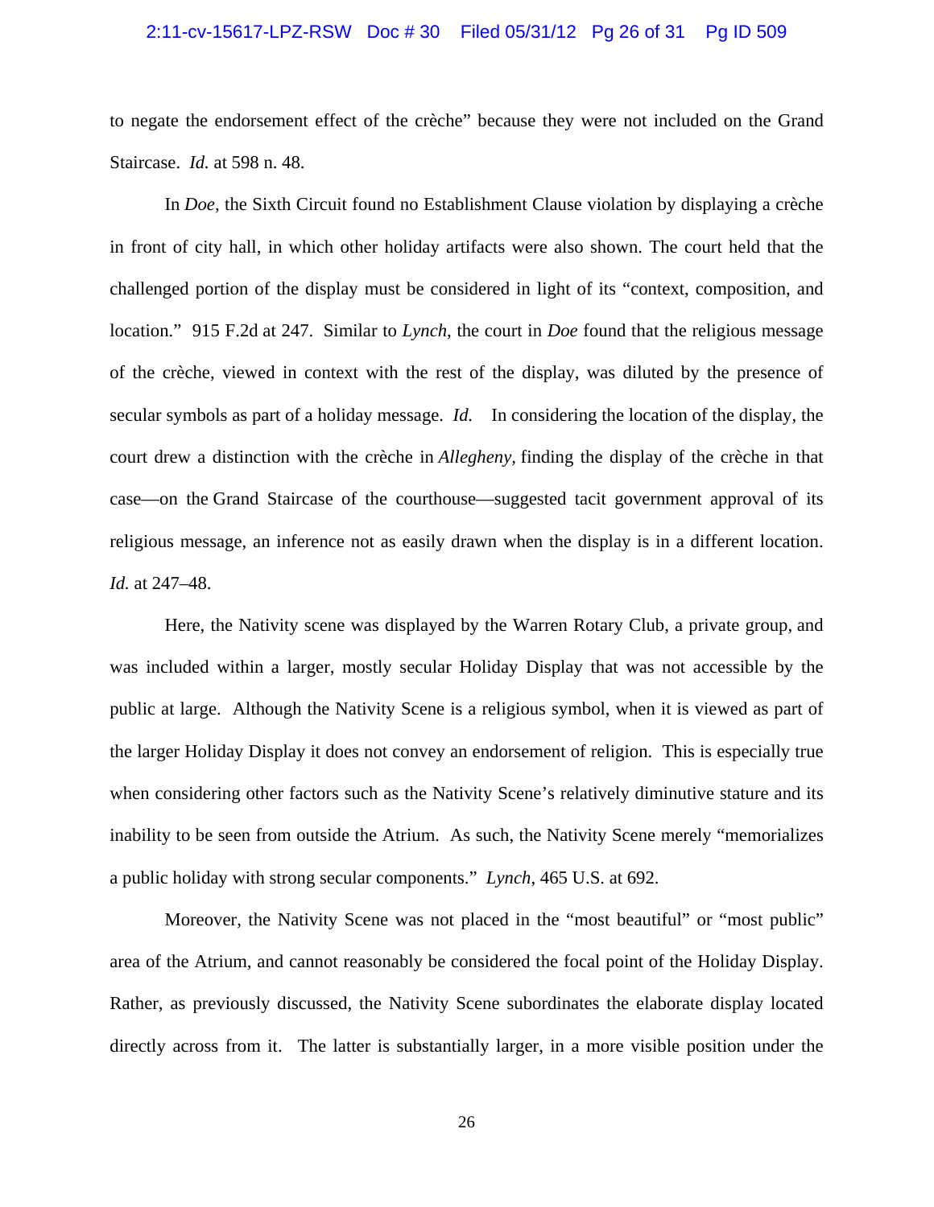to negate the endorsement effect of the crèche" because they were not included on the Grand Staircase. *Id.* at 598 n. 48.

In *Doe*, the Sixth Circuit found no Establishment Clause violation by displaying a crèche in front of city hall, in which other holiday artifacts were also shown. The court held that the challenged portion of the display must be considered in light of its "context, composition, and location." 915 F.2d at 247. Similar to *Lynch*, the court in *Doe* found that the religious message of the crèche, viewed in context with the rest of the display, was diluted by the presence of secular symbols as part of a holiday message. *Id.* In considering the location of the display, the court drew a distinction with the crèche in *Allegheny,* finding the display of the crèche in that case—on the Grand Staircase of the courthouse—suggested tacit government approval of its religious message, an inference not as easily drawn when the display is in a different location. *Id.* at 247–48.

Here, the Nativity scene was displayed by the Warren Rotary Club, a private group, and was included within a larger, mostly secular Holiday Display that was not accessible by the public at large. Although the Nativity Scene is a religious symbol, when it is viewed as part of the larger Holiday Display it does not convey an endorsement of religion. This is especially true when considering other factors such as the Nativity Scene's relatively diminutive stature and its inability to be seen from outside the Atrium. As such, the Nativity Scene merely "memorializes a public holiday with strong secular components." *Lynch*, 465 U.S. at 692.

Moreover, the Nativity Scene was not placed in the "most beautiful" or "most public" area of the Atrium, and cannot reasonably be considered the focal point of the Holiday Display. Rather, as previously discussed, the Nativity Scene subordinates the elaborate display located directly across from it. The latter is substantially larger, in a more visible position under the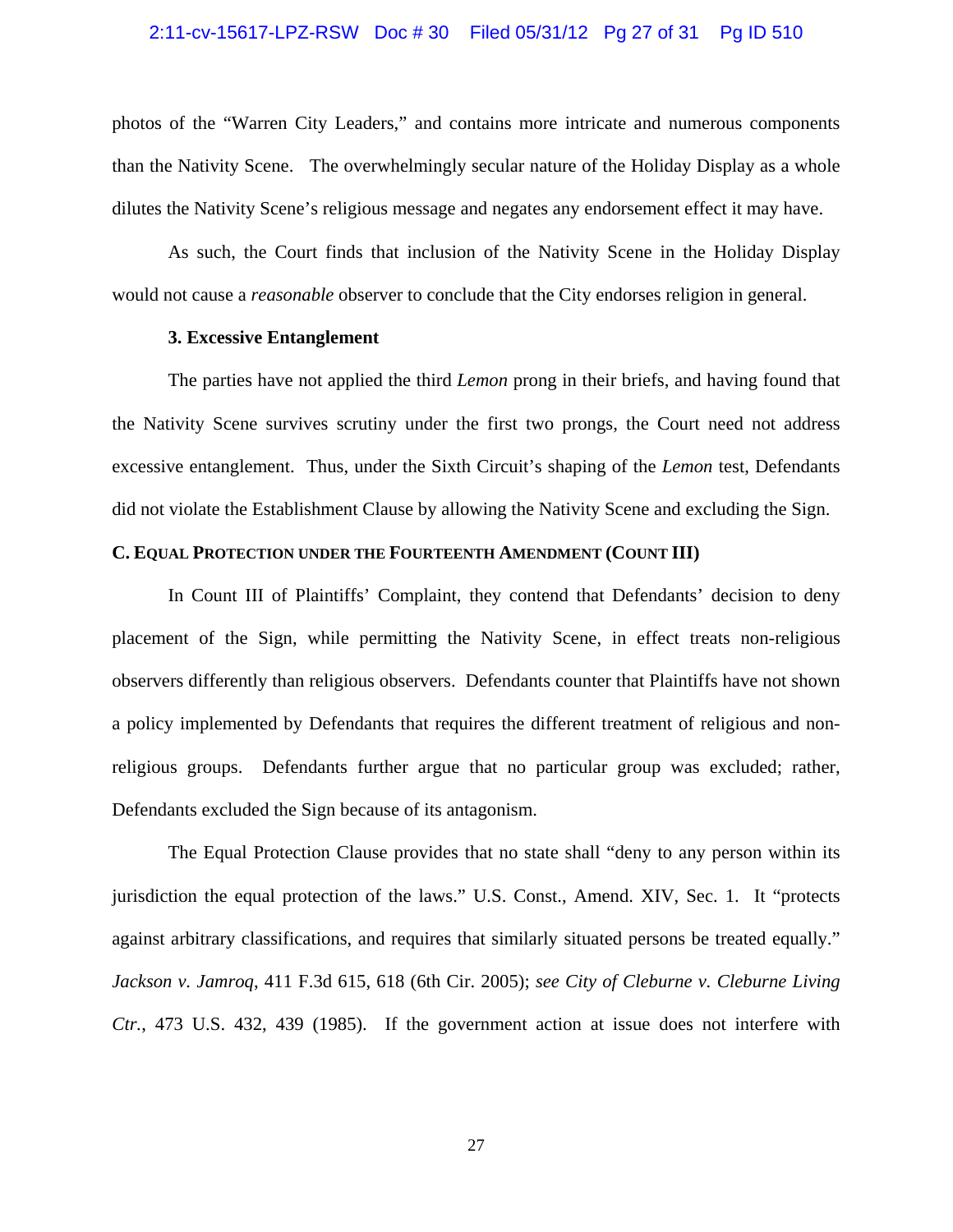photos of the "Warren City Leaders," and contains more intricate and numerous components than the Nativity Scene. The overwhelmingly secular nature of the Holiday Display as a whole dilutes the Nativity Scene's religious message and negates any endorsement effect it may have.

As such, the Court finds that inclusion of the Nativity Scene in the Holiday Display would not cause a *reasonable* observer to conclude that the City endorses religion in general.

**3. Excessive Entanglement**

The parties have not applied the third *Lemon* prong in their briefs, and having found that the Nativity Scene survives scrutiny under the first two prongs, the Court need not address excessive entanglement. Thus, under the Sixth Circuit's shaping of the *Lemon* test, Defendants did not violate the Establishment Clause by allowing the Nativity Scene and excluding the Sign.

**C. EQUAL PROTECTION UNDER THE FOURTEENTH AMENDMENT (COUNT III)**

In Count III of Plaintiffs' Complaint, they contend that Defendants' decision to deny placement of the Sign, while permitting the Nativity Scene, in effect treats non-religious observers differently than religious observers. Defendants counter that Plaintiffs have not shown a policy implemented by Defendants that requires the different treatment of religious and non-religious groups. Defendants further argue that no particular group was excluded; rather, Defendants excluded the Sign because of its antagonism.

The Equal Protection Clause provides that no state shall "deny to any person within its jurisdiction the equal protection of the laws." U.S. Const., Amend. XIV, Sec. 1. It "protects against arbitrary classifications, and requires that similarly situated persons be treated equally." *Jackson v. Jamroq*, 411 F.3d 615, 618 (6th Cir. 2005); *see City of Cleburne v. Cleburne Living Ctr.*, 473 U.S. 432, 439 (1985). If the government action at issue does not interfere with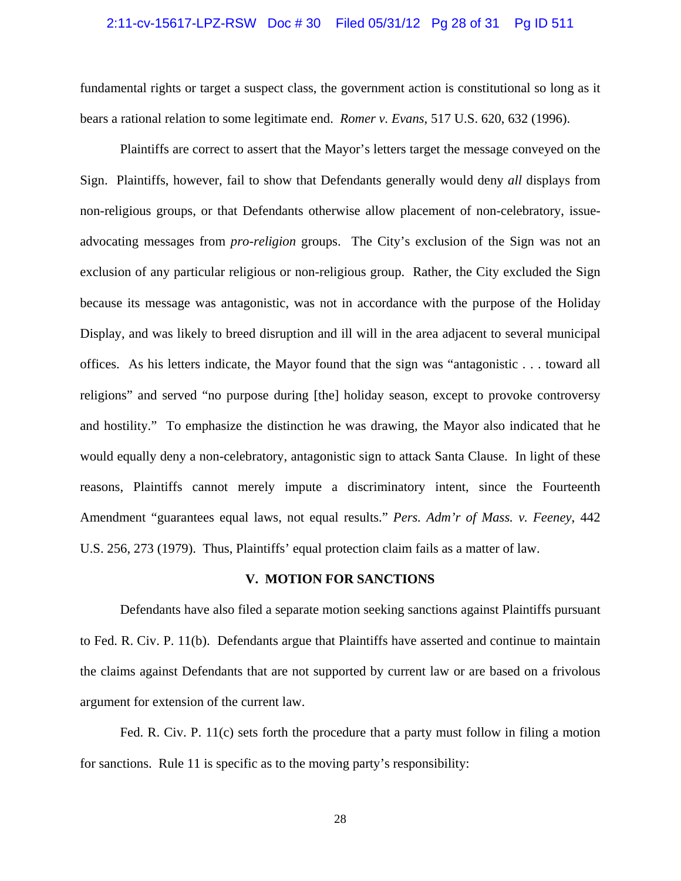fundamental rights or target a suspect class, the government action is constitutional so long as it bears a rational relation to some legitimate end. *Romer v. Evans*, 517 U.S. 620, 632 (1996).

Plaintiffs are correct to assert that the Mayor's letters target the message conveyed on the Sign. Plaintiffs, however, fail to show that Defendants generally would deny *all* displays from non-religious groups, or that Defendants otherwise allow placement of non-celebratory, issue-advocating messages from *pro-religion* groups. The City's exclusion of the Sign was not an exclusion of any particular religious or non-religious group. Rather, the City excluded the Sign because its message was antagonistic, was not in accordance with the purpose of the Holiday Display, and was likely to breed disruption and ill will in the area adjacent to several municipal offices. As his letters indicate, the Mayor found that the sign was "antagonistic . . . toward all religions" and served "no purpose during [the] holiday season, except to provoke controversy and hostility." To emphasize the distinction he was drawing, the Mayor also indicated that he would equally deny a non-celebratory, antagonistic sign to attack Santa Clause. In light of these reasons, Plaintiffs cannot merely impute a discriminatory intent, since the Fourteenth Amendment "guarantees equal laws, not equal results." *Pers. Adm'r of Mass. v. Feeney*, 442 U.S. 256, 273 (1979). Thus, Plaintiffs' equal protection claim fails as a matter of law.

## V. MOTION FOR SANCTIONS

Defendants have also filed a separate motion seeking sanctions against Plaintiffs pursuant to Fed. R. Civ. P. 11(b). Defendants argue that Plaintiffs have asserted and continue to maintain the claims against Defendants that are not supported by current law or are based on a frivolous argument for extension of the current law.

Fed. R. Civ. P. 11(c) sets forth the procedure that a party must follow in filing a motion for sanctions. Rule 11 is specific as to the moving party's responsibility: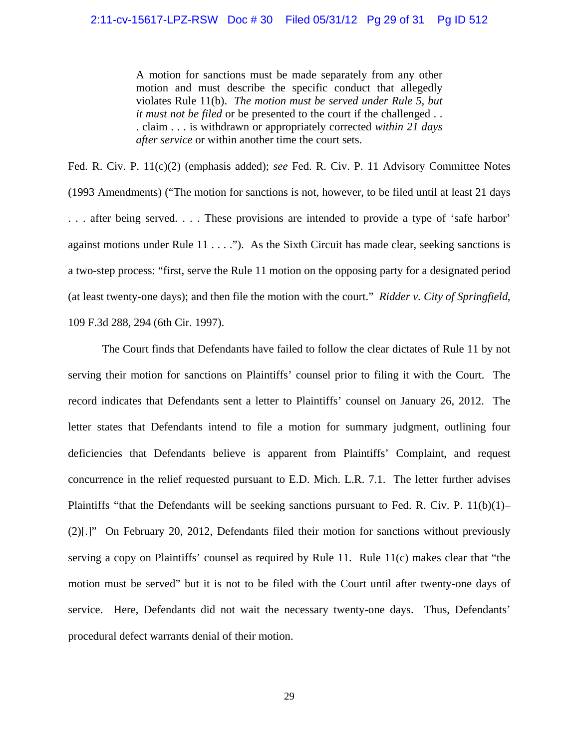> A motion for sanctions must be made separately from any other motion and must describe the specific conduct that allegedly violates Rule 11(b). *The motion must be served under Rule 5, but it must not be filed* or be presented to the court if the challenged . . . claim . . . is withdrawn or appropriately corrected *within 21 days after service* or within another time the court sets.

Fed. R. Civ. P. 11(c)(2) (emphasis added); *see* Fed. R. Civ. P. 11 Advisory Committee Notes (1993 Amendments) ("The motion for sanctions is not, however, to be filed until at least 21 days . . . after being served. . . . These provisions are intended to provide a type of 'safe harbor' against motions under Rule 11 . . . ."). As the Sixth Circuit has made clear, seeking sanctions is a two-step process: "first, serve the Rule 11 motion on the opposing party for a designated period (at least twenty-one days); and then file the motion with the court." *Ridder v. City of Springfield*, 109 F.3d 288, 294 (6th Cir. 1997).

The Court finds that Defendants have failed to follow the clear dictates of Rule 11 by not serving their motion for sanctions on Plaintiffs' counsel prior to filing it with the Court. The record indicates that Defendants sent a letter to Plaintiffs' counsel on January 26, 2012. The letter states that Defendants intend to file a motion for summary judgment, outlining four deficiencies that Defendants believe is apparent from Plaintiffs' Complaint, and request concurrence in the relief requested pursuant to E.D. Mich. L.R. 7.1. The letter further advises Plaintiffs "that the Defendants will be seeking sanctions pursuant to Fed. R. Civ. P. 11(b)(1)–(2)[.]" On February 20, 2012, Defendants filed their motion for sanctions without previously serving a copy on Plaintiffs' counsel as required by Rule 11. Rule 11(c) makes clear that "the motion must be served" but it is not to be filed with the Court until after twenty-one days of service. Here, Defendants did not wait the necessary twenty-one days. Thus, Defendants' procedural defect warrants denial of their motion.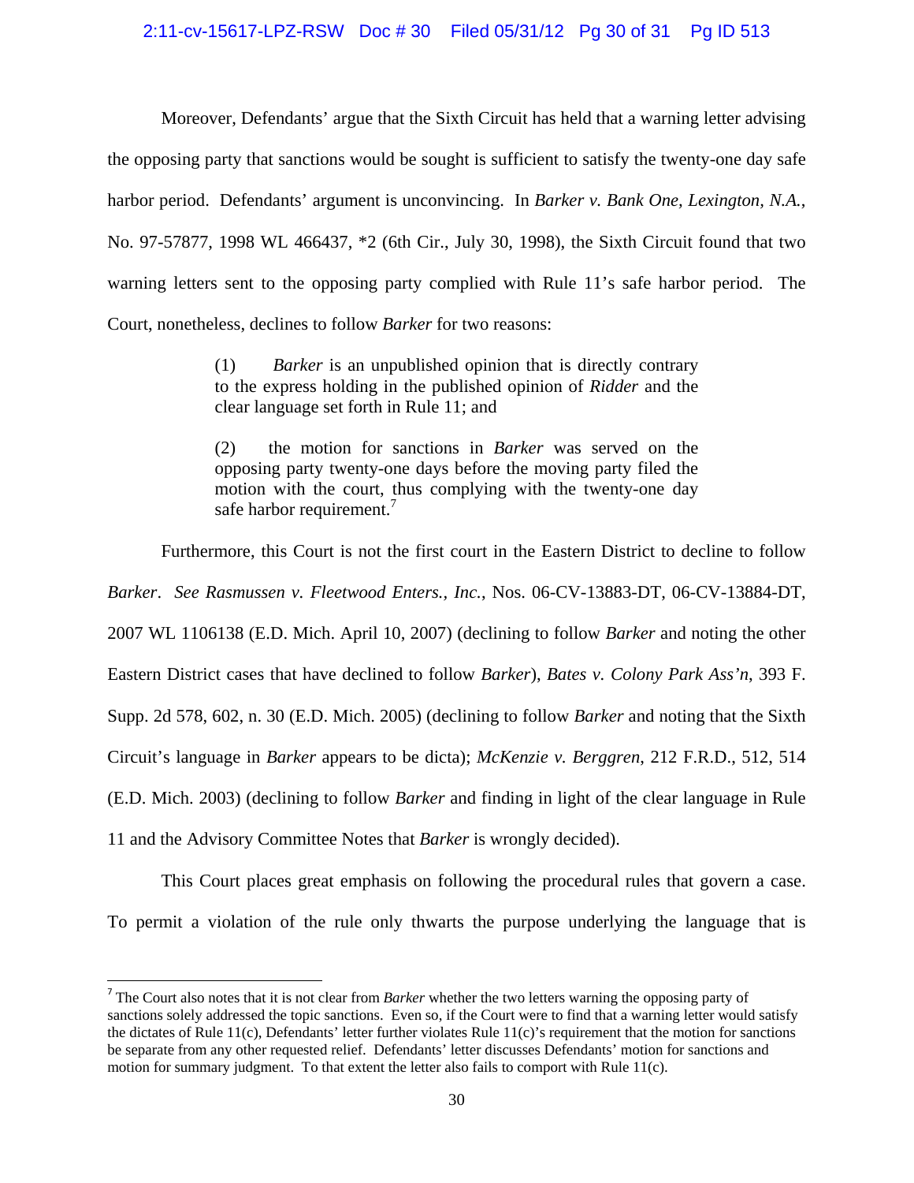Moreover, Defendants' argue that the Sixth Circuit has held that a warning letter advising the opposing party that sanctions would be sought is sufficient to satisfy the twenty-one day safe harbor period. Defendants' argument is unconvincing. In *Barker v. Bank One, Lexington, N.A.*, No. 97-57877, 1998 WL 466437, *2 (6th Cir., July 30, 1998), the Sixth Circuit found that two warning letters sent to the opposing party complied with Rule 11's safe harbor period. The Court, nonetheless, declines to follow *Barker* for two reasons:

> (1) *Barker* is an unpublished opinion that is directly contrary to the express holding in the published opinion of *Ridder* and the clear language set forth in Rule 11; and
>
> (2) the motion for sanctions in *Barker* was served on the opposing party twenty-one days before the moving party filed the motion with the court, thus complying with the twenty-one day safe harbor requirement.[7]

Furthermore, this Court is not the first court in the Eastern District to decline to follow *Barker*. *See Rasmussen v. Fleetwood Enters., Inc.*, Nos. 06-CV-13883-DT, 06-CV-13884-DT, 2007 WL 1106138 (E.D. Mich. April 10, 2007) (declining to follow *Barker* and noting the other Eastern District cases that have declined to follow *Barker*), *Bates v. Colony Park Ass'n*, 393 F. Supp. 2d 578, 602, n. 30 (E.D. Mich. 2005) (declining to follow *Barker* and noting that the Sixth Circuit's language in *Barker* appears to be dicta); *McKenzie v. Berggren*, 212 F.R.D., 512, 514 (E.D. Mich. 2003) (declining to follow *Barker* and finding in light of the clear language in Rule 11 and the Advisory Committee Notes that *Barker* is wrongly decided).

This Court places great emphasis on following the procedural rules that govern a case. To permit a violation of the rule only thwarts the purpose underlying the language that is

---

[7] The Court also notes that it is not clear from *Barker* whether the two letters warning the opposing party of sanctions solely addressed the topic sanctions. Even so, if the Court were to find that a warning letter would satisfy the dictates of Rule 11(c), Defendants' letter further violates Rule 11(c)'s requirement that the motion for sanctions be separate from any other requested relief. Defendants' letter discusses Defendants' motion for sanctions and motion for summary judgment. To that extent the letter also fails to comport with Rule 11(c).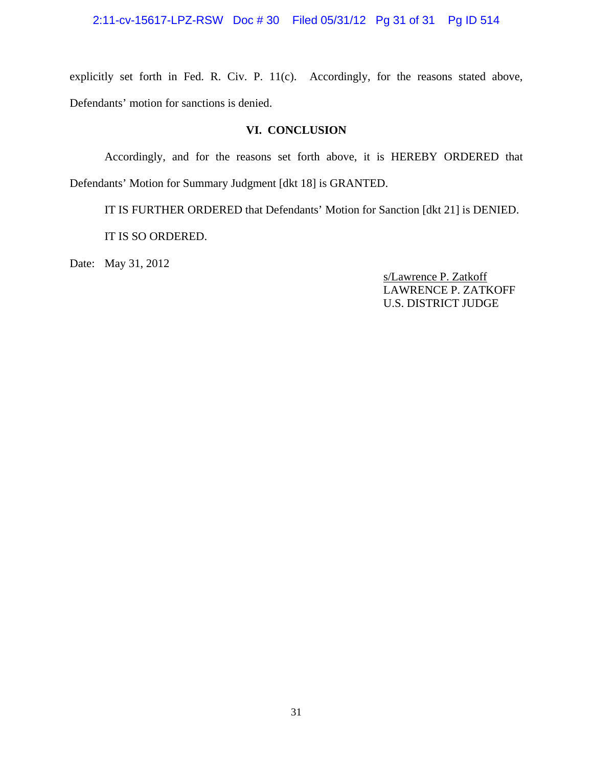explicitly set forth in Fed. R. Civ. P. 11(c). Accordingly, for the reasons stated above, Defendants' motion for sanctions is denied.

## VI. CONCLUSION

Accordingly, and for the reasons set forth above, it is HEREBY ORDERED that Defendants' Motion for Summary Judgment [dkt 18] is GRANTED.

IT IS FURTHER ORDERED that Defendants' Motion for Sanction [dkt 21] is DENIED.

IT IS SO ORDERED.

Date: May 31, 2012

s/Lawrence P. Zatkoff
LAWRENCE P. ZATKOFF
U.S. DISTRICT JUDGE